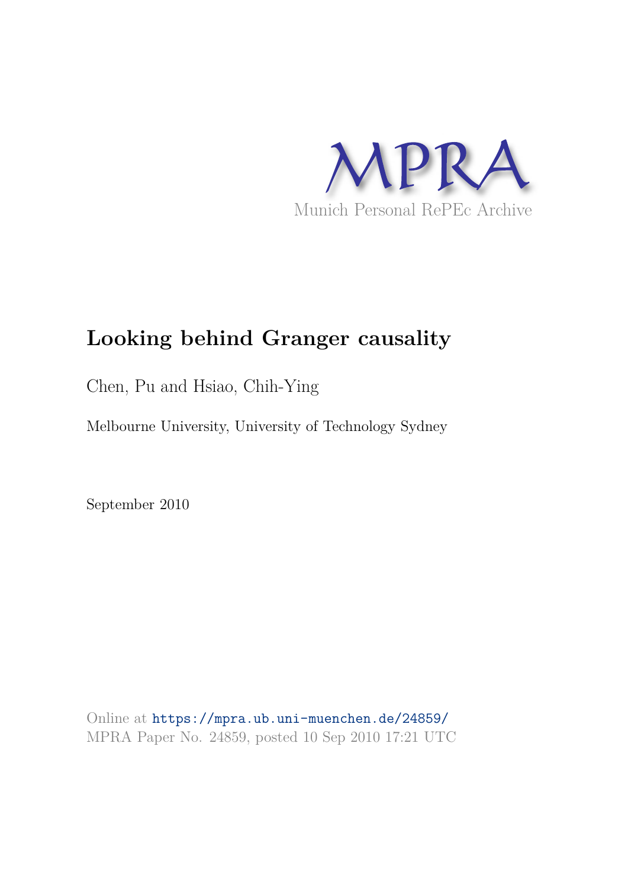MPRA

Munich Personal RePEc Archive

# Looking behind Granger causality

Chen, Pu and Hsiao, Chih-Ying

Melbourne University, University of Technology Sydney

September 2010

Online at https://mpra.ub.uni-muenchen.de/24859/
MPRA Paper No. 24859, posted 10 Sep 2010 17:21 UTC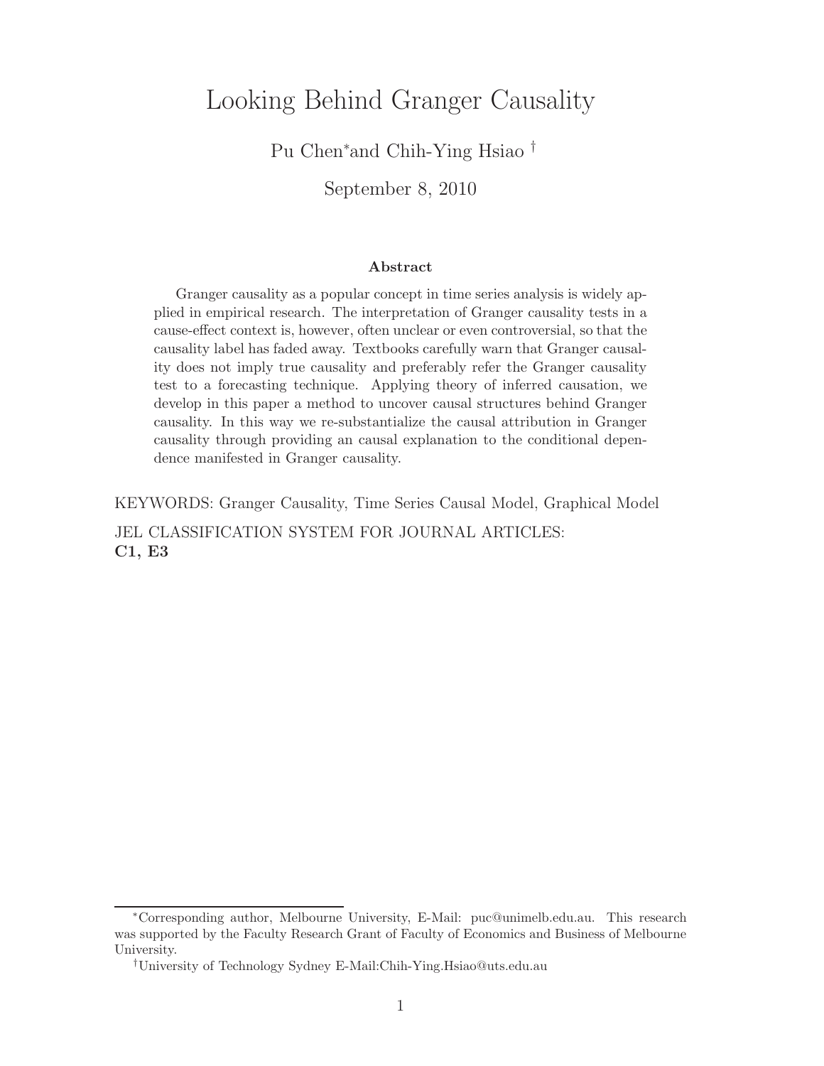# Looking Behind Granger Causality

Pu Chen* and Chih-Ying Hsiao †

September 8, 2010

**Abstract**

Granger causality as a popular concept in time series analysis is widely applied in empirical research. The interpretation of Granger causality tests in a cause-effect context is, however, often unclear or even controversial, so that the causality label has faded away. Textbooks carefully warn that Granger causality does not imply true causality and preferably refer the Granger causality test to a forecasting technique. Applying theory of inferred causation, we develop in this paper a method to uncover causal structures behind Granger causality. In this way we re-substantialize the causal attribution in Granger causality through providing an causal explanation to the conditional dependence manifested in Granger causality.

KEYWORDS: Granger Causality, Time Series Causal Model, Graphical Model

JEL CLASSIFICATION SYSTEM FOR JOURNAL ARTICLES:
**C1, E3**

*Corresponding author, Melbourne University, E-Mail: puc@unimelb.edu.au. This research was supported by the Faculty Research Grant of Faculty of Economics and Business of Melbourne University.

†University of Technology Sydney E-Mail:Chih-Ying.Hsiao@uts.edu.au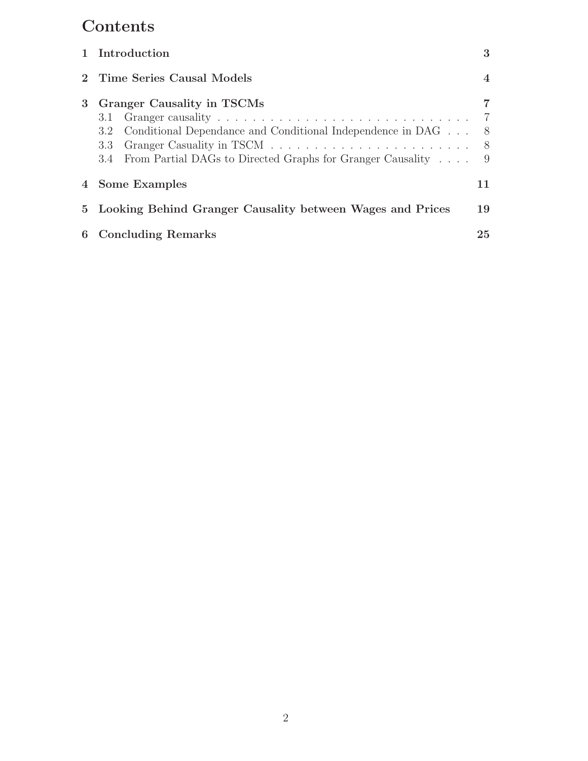# Contents

1 Introduction 3

2 Time Series Causal Models 4

3 Granger Causality in TSCMs 7
- 3.1 Granger causality 7
- 3.2 Conditional Dependance and Conditional Independence in DAG 8
- 3.3 Granger Casuality in TSCM 8
- 3.4 From Partial DAGs to Directed Graphs for Granger Causality 9

4 Some Examples 11

5 Looking Behind Granger Causality between Wages and Prices 19

6 Concluding Remarks 25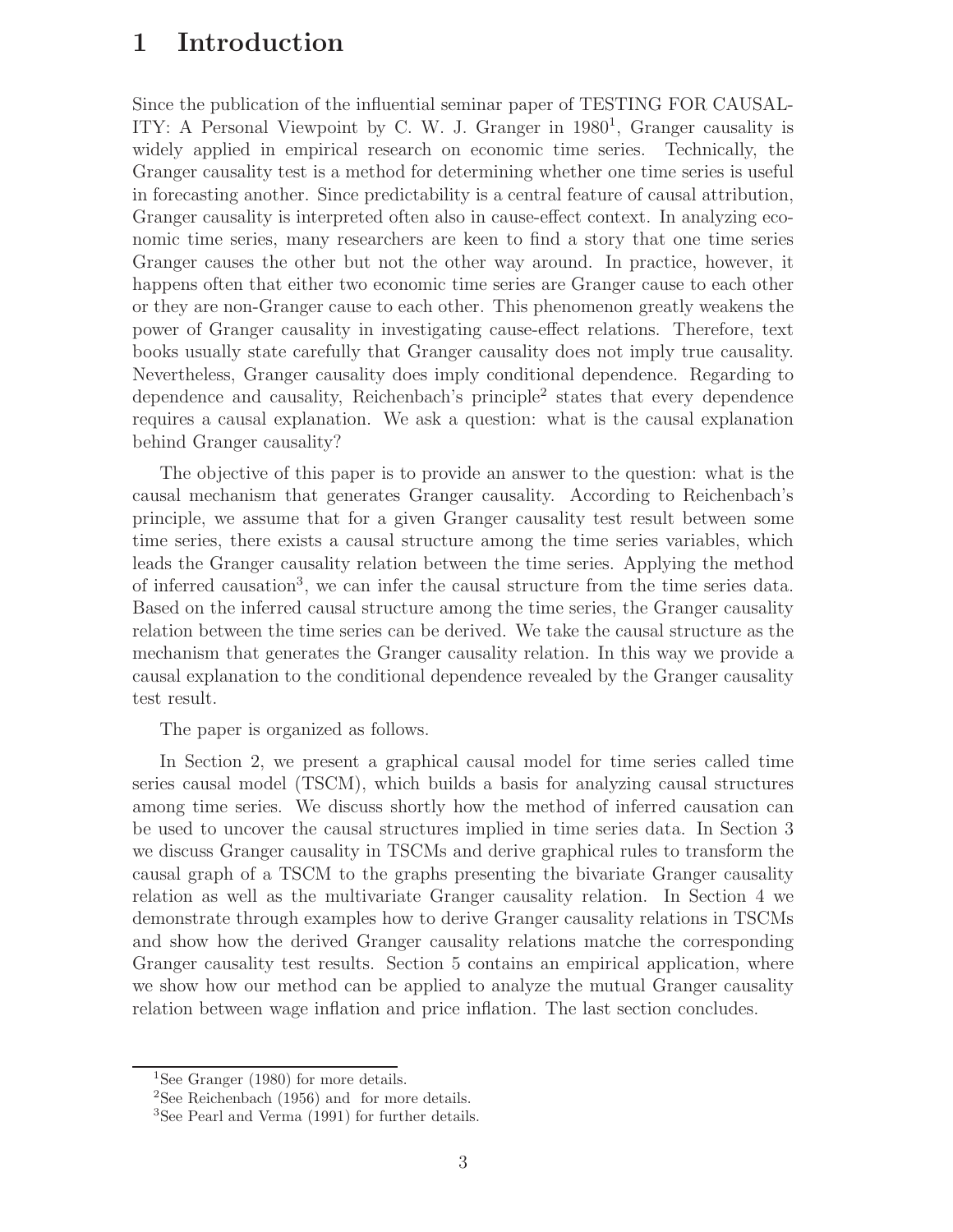# 1 Introduction

Since the publication of the influential seminar paper of TESTING FOR CAUSALITY: A Personal Viewpoint by C. W. J. Granger in 1980[1], Granger causality is widely applied in empirical research on economic time series. Technically, the Granger causality test is a method for determining whether one time series is useful in forecasting another. Since predictability is a central feature of causal attribution, Granger causality is interpreted often also in cause-effect context. In analyzing economic time series, many researchers are keen to find a story that one time series Granger causes the other but not the other way around. In practice, however, it happens often that either two economic time series are Granger cause to each other or they are non-Granger cause to each other. This phenomenon greatly weakens the power of Granger causality in investigating cause-effect relations. Therefore, text books usually state carefully that Granger causality does not imply true causality. Nevertheless, Granger causality does imply conditional dependence. Regarding to dependence and causality, Reichenbach's principle[2] states that every dependence requires a causal explanation. We ask a question: what is the causal explanation behind Granger causality?

The objective of this paper is to provide an answer to the question: what is the causal mechanism that generates Granger causality. According to Reichenbach's principle, we assume that for a given Granger causality test result between some time series, there exists a causal structure among the time series variables, which leads the Granger causality relation between the time series. Applying the method of inferred causation[3], we can infer the causal structure from the time series data. Based on the inferred causal structure among the time series, the Granger causality relation between the time series can be derived. We take the causal structure as the mechanism that generates the Granger causality relation. In this way we provide a causal explanation to the conditional dependence revealed by the Granger causality test result.

The paper is organized as follows.

In Section 2, we present a graphical causal model for time series called time series causal model (TSCM), which builds a basis for analyzing causal structures among time series. We discuss shortly how the method of inferred causation can be used to uncover the causal structures implied in time series data. In Section 3 we discuss Granger causality in TSCMs and derive graphical rules to transform the causal graph of a TSCM to the graphs presenting the bivariate Granger causality relation as well as the multivariate Granger causality relation. In Section 4 we demonstrate through examples how to derive Granger causality relations in TSCMs and show how the derived Granger causality relations matche the corresponding Granger causality test results. Section 5 contains an empirical application, where we show how our method can be applied to analyze the mutual Granger causality relation between wage inflation and price inflation. The last section concludes.

---

[1] See Granger (1980) for more details.

[2] See Reichenbach (1956) and  for more details.

[3] See Pearl and Verma (1991) for further details.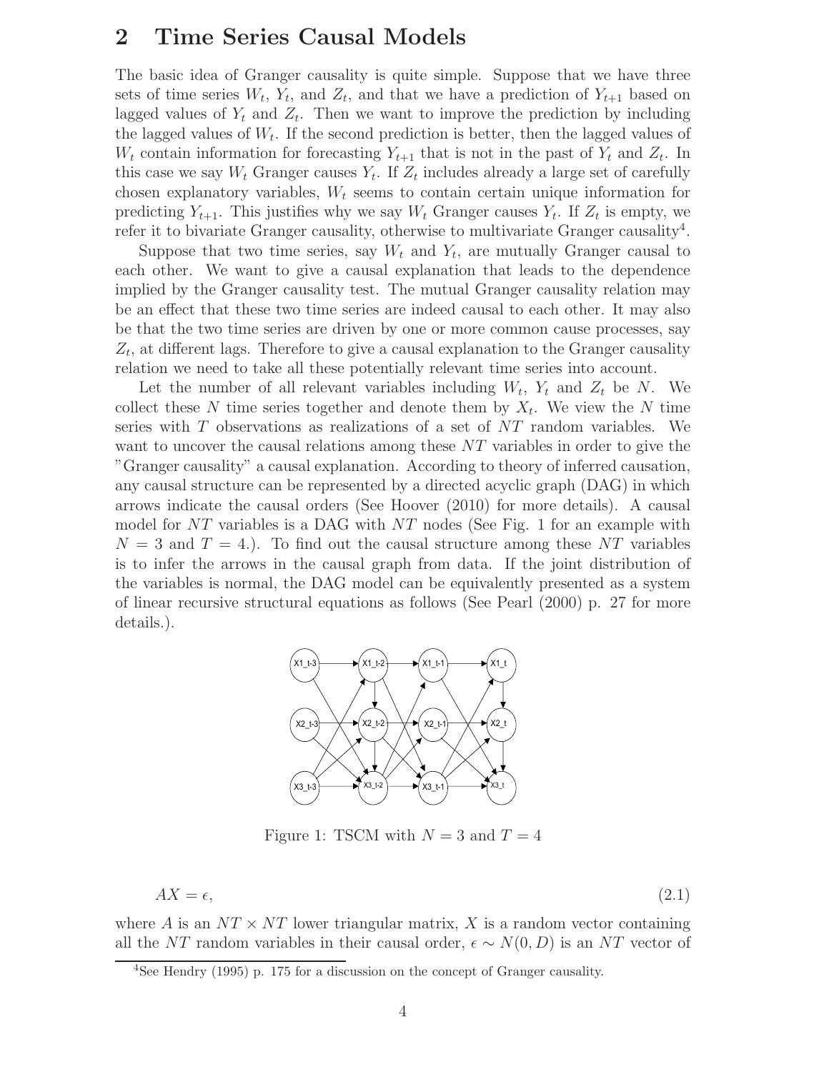## 2 Time Series Causal Models

The basic idea of Granger causality is quite simple. Suppose that we have three sets of time series $W_t$, $Y_t$, and $Z_t$, and that we have a prediction of $Y_{t+1}$ based on lagged values of $Y_t$ and $Z_t$. Then we want to improve the prediction by including the lagged values of $W_t$. If the second prediction is better, then the lagged values of $W_t$ contain information for forecasting $Y_{t+1}$ that is not in the past of $Y_t$ and $Z_t$. In this case we say $W_t$ Granger causes $Y_t$. If $Z_t$ includes already a large set of carefully chosen explanatory variables, $W_t$ seems to contain certain unique information for predicting $Y_{t+1}$. This justifies why we say $W_t$ Granger causes $Y_t$. If $Z_t$ is empty, we refer it to bivariate Granger causality, otherwise to multivariate Granger causality[4].

Suppose that two time series, say $W_t$ and $Y_t$, are mutually Granger causal to each other. We want to give a causal explanation that leads to the dependence implied by the Granger causality test. The mutual Granger causality relation may be an effect that these two time series are indeed causal to each other. It may also be that the two time series are driven by one or more common cause processes, say $Z_t$, at different lags. Therefore to give a causal explanation to the Granger causality relation we need to take all these potentially relevant time series into account.

Let the number of all relevant variables including $W_t$, $Y_t$ and $Z_t$ be $N$. We collect these $N$ time series together and denote them by $X_t$. We view the $N$ time series with $T$ observations as realizations of a set of $NT$ random variables. We want to uncover the causal relations among these $NT$ variables in order to give the "Granger causality" a causal explanation. According to theory of inferred causation, any causal structure can be represented by a directed acyclic graph (DAG) in which arrows indicate the causal orders (See Hoover (2010) for more details). A causal model for $NT$ variables is a DAG with $NT$ nodes (See Fig. 1 for an example with $N = 3$ and $T = 4$.). To find out the causal structure among these $NT$ variables is to infer the arrows in the causal graph from data. If the joint distribution of the variables is normal, the DAG model can be equivalently presented as a system of linear recursive structural equations as follows (See Pearl (2000) p. 27 for more details.).

Figure 1: TSCM with $N = 3$ and $T = 4$

$$AX = \epsilon, \tag{2.1}$$

where $A$ is an $NT \times NT$ lower triangular matrix, $X$ is a random vector containing all the $NT$ random variables in their causal order, $\epsilon \sim N(0, D)$ is an $NT$ vector of

[4] See Hendry (1995) p. 175 for a discussion on the concept of Granger causality.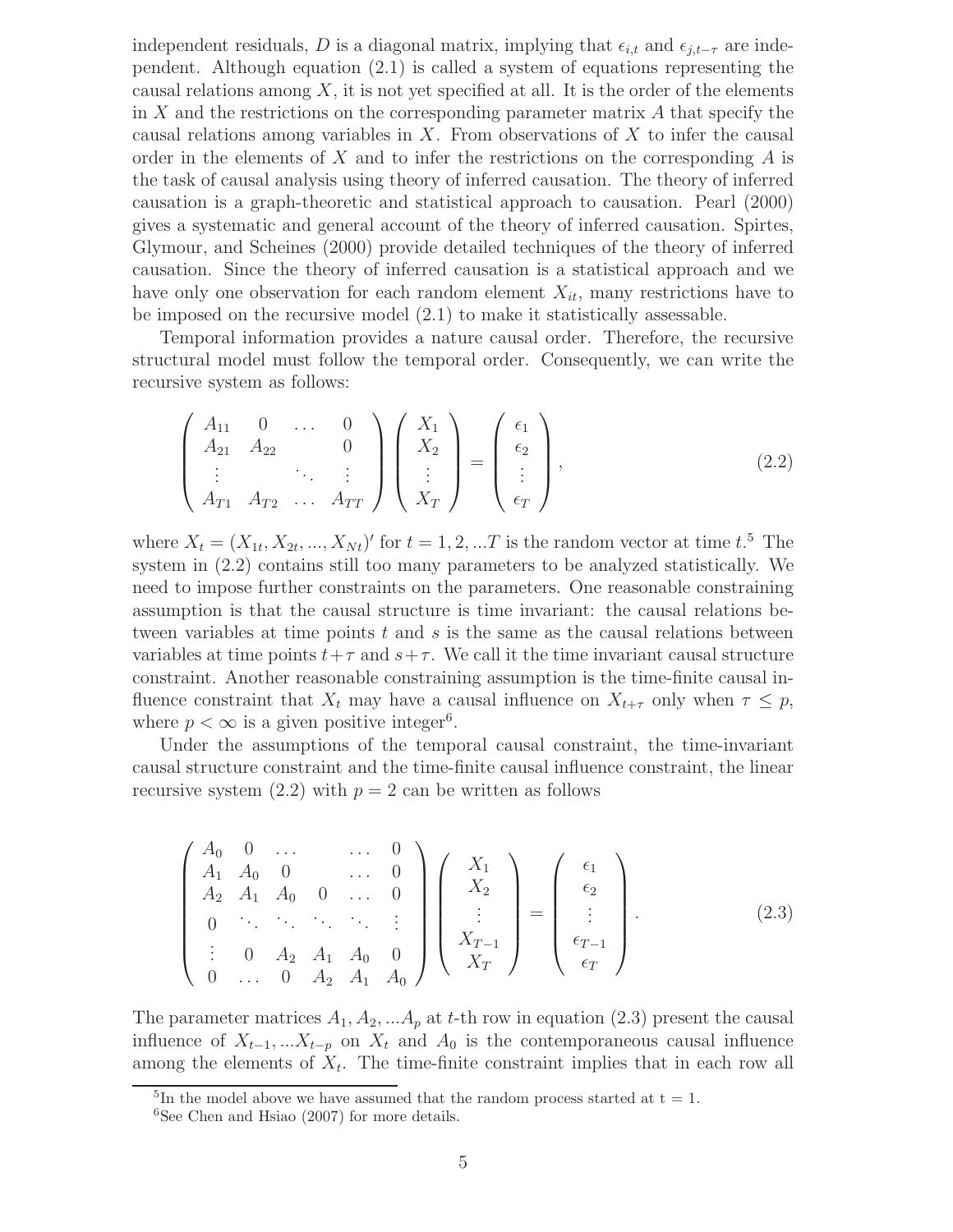independent residuals, $D$ is a diagonal matrix, implying that $\epsilon_{i,t}$ and $\epsilon_{j,t-\tau}$ are independent. Although equation (2.1) is called a system of equations representing the causal relations among $X$, it is not yet specified at all. It is the order of the elements in $X$ and the restrictions on the corresponding parameter matrix $A$ that specify the causal relations among variables in $X$. From observations of $X$ to infer the causal order in the elements of $X$ and to infer the restrictions on the corresponding $A$ is the task of causal analysis using theory of inferred causation. The theory of inferred causation is a graph-theoretic and statistical approach to causation. Pearl (2000) gives a systematic and general account of the theory of inferred causation. Spirtes, Glymour, and Scheines (2000) provide detailed techniques of the theory of inferred causation. Since the theory of inferred causation is a statistical approach and we have only one observation for each random element $X_{it}$, many restrictions have to be imposed on the recursive model (2.1) to make it statistically assessable.

Temporal information provides a nature causal order. Therefore, the recursive structural model must follow the temporal order. Consequently, we can write the recursive system as follows:

$$
\begin{pmatrix} A_{11} & 0 & \dots & 0 \\ A_{21} & A_{22} & & 0 \\ \vdots & & \ddots & \vdots \\ A_{T1} & A_{T2} & \dots & A_{TT} \end{pmatrix} \begin{pmatrix} X_1 \\ X_2 \\ \vdots \\ X_T \end{pmatrix} = \begin{pmatrix} \epsilon_1 \\ \epsilon_2 \\ \vdots \\ \epsilon_T \end{pmatrix}, \tag{2.2}
$$

where $X_t = (X_{1t}, X_{2t}, ..., X_{Nt})'$ for $t = 1, 2, ...T$ is the random vector at time $t$.[5] The system in (2.2) contains still too many parameters to be analyzed statistically. We need to impose further constraints on the parameters. One reasonable constraining assumption is that the causal structure is time invariant: the causal relations between variables at time points $t$ and $s$ is the same as the causal relations between variables at time points $t+\tau$ and $s+\tau$. We call it the time invariant causal structure constraint. Another reasonable constraining assumption is the time-finite causal influence constraint that $X_t$ may have a causal influence on $X_{t+\tau}$ only when $\tau \leq p$, where $p < \infty$ is a given positive integer[6].

Under the assumptions of the temporal causal constraint, the time-invariant causal structure constraint and the time-finite causal influence constraint, the linear recursive system (2.2) with $p = 2$ can be written as follows

$$
\begin{pmatrix} A_0 & 0 & \dots & & \dots & 0 \\ A_1 & A_0 & 0 & & \dots & 0 \\ A_2 & A_1 & A_0 & 0 & \dots & 0 \\ 0 & \ddots & \ddots & \ddots & \ddots & \vdots \\ \vdots & 0 & A_2 & A_1 & A_0 & 0 \\ 0 & \dots & 0 & A_2 & A_1 & A_0 \end{pmatrix} \begin{pmatrix} X_1 \\ X_2 \\ \vdots \\ X_{T-1} \\ X_T \end{pmatrix} = \begin{pmatrix} \epsilon_1 \\ \epsilon_2 \\ \vdots \\ \epsilon_{T-1} \\ \epsilon_T \end{pmatrix}. \tag{2.3}
$$

The parameter matrices $A_1, A_2, ...A_p$ at $t$-th row in equation (2.3) present the causal influence of $X_{t-1}, ...X_{t-p}$ on $X_t$ and $A_0$ is the contemporaneous causal influence among the elements of $X_t$. The time-finite constraint implies that in each row all

[5] In the model above we have assumed that the random process started at t = 1.

[6] See Chen and Hsiao (2007) for more details.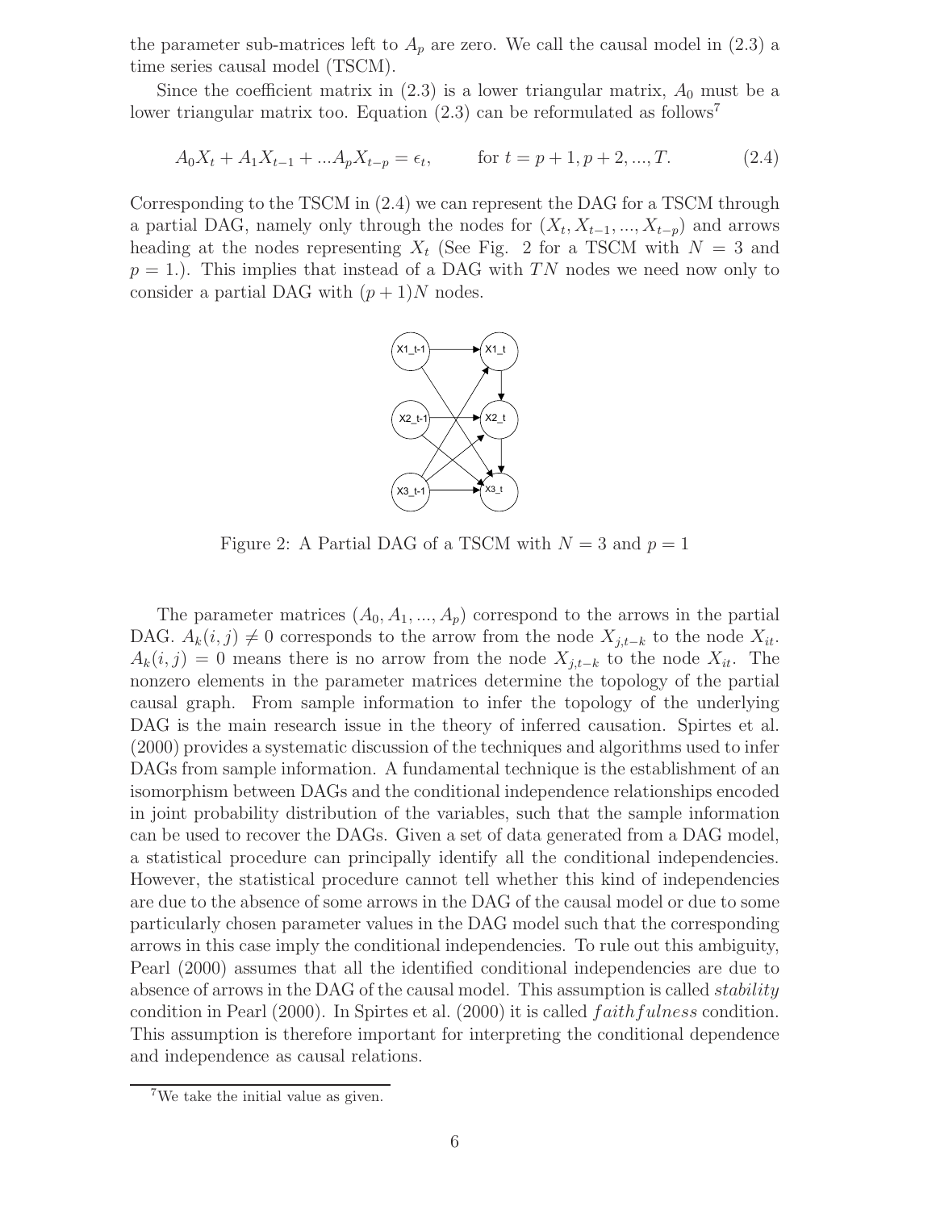the parameter sub-matrices left to $A_p$ are zero. We call the causal model in (2.3) a time series causal model (TSCM).

Since the coefficient matrix in (2.3) is a lower triangular matrix, $A_0$ must be a lower triangular matrix too. Equation (2.3) can be reformulated as follows[7]

$$A_0 X_t + A_1 X_{t-1} + ... A_p X_{t-p} = \epsilon_t, \qquad \text{for } t = p+1, p+2, ..., T. \tag{2.4}$$

Corresponding to the TSCM in (2.4) we can represent the DAG for a TSCM through a partial DAG, namely only through the nodes for $(X_t, X_{t-1}, ..., X_{t-p})$ and arrows heading at the nodes representing $X_t$ (See Fig. 2 for a TSCM with $N = 3$ and $p = 1$.). This implies that instead of a DAG with $TN$ nodes we need now only to consider a partial DAG with $(p+1)N$ nodes.

Figure 2: A Partial DAG of a TSCM with $N = 3$ and $p = 1$

The parameter matrices $(A_0, A_1, ..., A_p)$ correspond to the arrows in the partial DAG. $A_k(i,j) \neq 0$ corresponds to the arrow from the node $X_{j,t-k}$ to the node $X_{it}$. $A_k(i,j) = 0$ means there is no arrow from the node $X_{j,t-k}$ to the node $X_{it}$. The nonzero elements in the parameter matrices determine the topology of the partial causal graph. From sample information to infer the topology of the underlying DAG is the main research issue in the theory of inferred causation. Spirtes et al. (2000) provides a systematic discussion of the techniques and algorithms used to infer DAGs from sample information. A fundamental technique is the establishment of an isomorphism between DAGs and the conditional independence relationships encoded in joint probability distribution of the variables, such that the sample information can be used to recover the DAGs. Given a set of data generated from a DAG model, a statistical procedure can principally identify all the conditional independencies. However, the statistical procedure cannot tell whether this kind of independencies are due to the absence of some arrows in the DAG of the causal model or due to some particularly chosen parameter values in the DAG model such that the corresponding arrows in this case imply the conditional independencies. To rule out this ambiguity, Pearl (2000) assumes that all the identified conditional independencies are due to absence of arrows in the DAG of the causal model. This assumption is called *stability* condition in Pearl (2000). In Spirtes et al. (2000) it is called *faithfulness* condition. This assumption is therefore important for interpreting the conditional dependence and independence as causal relations.

[7] We take the initial value as given.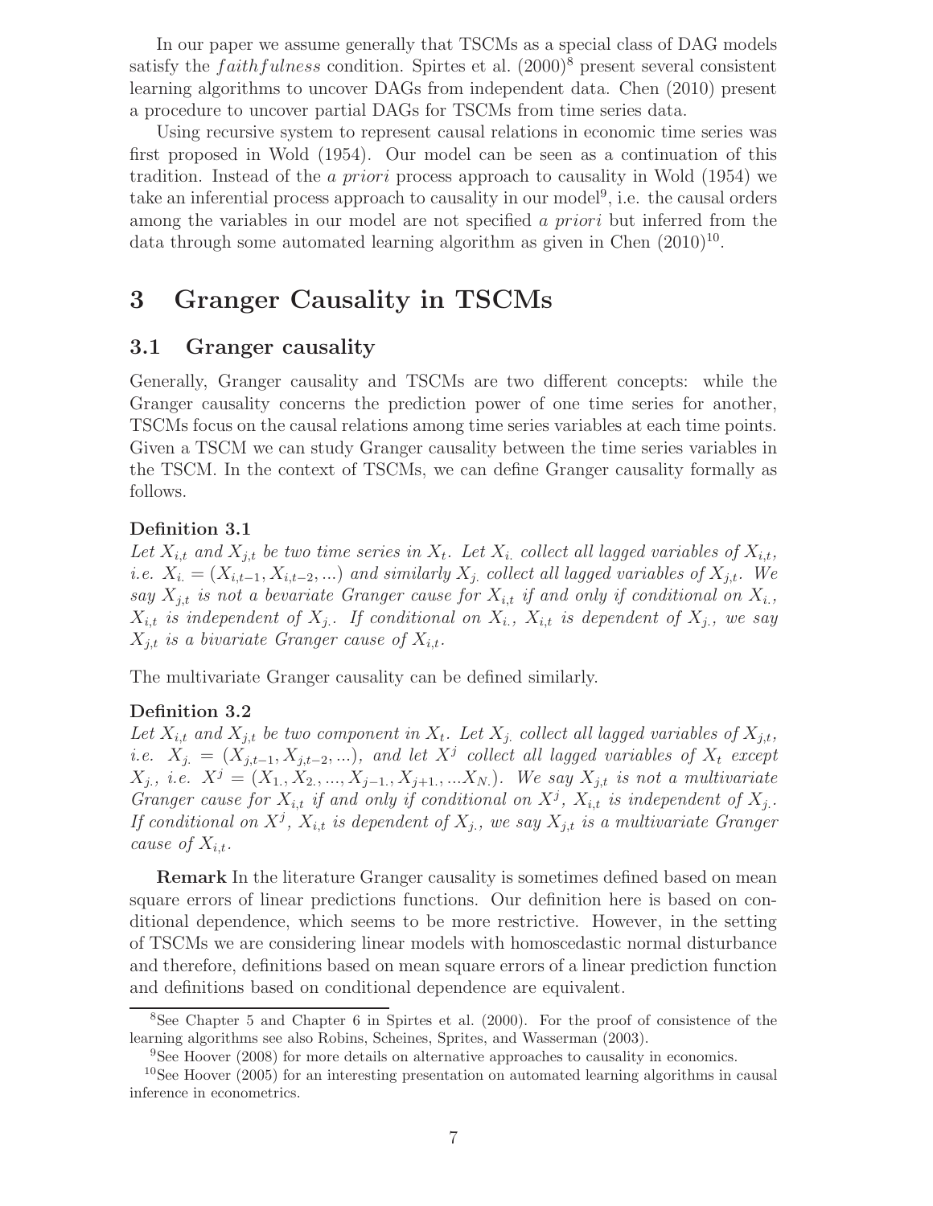In our paper we assume generally that TSCMs as a special class of DAG models satisfy the *faithfulness* condition. Spirtes et al. (2000)[8] present several consistent learning algorithms to uncover DAGs from independent data. Chen (2010) present a procedure to uncover partial DAGs for TSCMs from time series data.

Using recursive system to represent causal relations in economic time series was first proposed in Wold (1954). Our model can be seen as a continuation of this tradition. Instead of the *a priori* process approach to causality in Wold (1954) we take an inferential process approach to causality in our model[9], i.e. the causal orders among the variables in our model are not specified *a priori* but inferred from the data through some automated learning algorithm as given in Chen (2010)[10].

# 3 Granger Causality in TSCMs

## 3.1 Granger causality

Generally, Granger causality and TSCMs are two different concepts: while the Granger causality concerns the prediction power of one time series for another, TSCMs focus on the causal relations among time series variables at each time points. Given a TSCM we can study Granger causality between the time series variables in the TSCM. In the context of TSCMs, we can define Granger causality formally as follows.

**Definition 3.1**
*Let $X_{i,t}$ and $X_{j,t}$ be two time series in $X_t$. Let $X_{i.}$ collect all lagged variables of $X_{i,t}$, i.e. $X_{i.} = (X_{i,t-1}, X_{i,t-2}, ...)$ and similarly $X_{j.}$ collect all lagged variables of $X_{j,t}$. We say $X_{j,t}$ is not a bevariate Granger cause for $X_{i,t}$ if and only if conditional on $X_{i.}$, $X_{i,t}$ is independent of $X_{j.}$. If conditional on $X_{i.}$, $X_{i,t}$ is dependent of $X_{j.}$, we say $X_{j,t}$ is a bivariate Granger cause of $X_{i,t}$.*

The multivariate Granger causality can be defined similarly.

**Definition 3.2**
*Let $X_{i,t}$ and $X_{j,t}$ be two component in $X_t$. Let $X_{j.}$ collect all lagged variables of $X_{j,t}$, i.e. $X_{j.} = (X_{j,t-1}, X_{j,t-2}, ...)$, and let $X^j$ collect all lagged variables of $X_t$ except $X_{j.}$, i.e. $X^j = (X_{1.}, X_{2.}, ..., X_{j-1.}, X_{j+1.}, ...X_{N.})$. We say $X_{j,t}$ is not a multivariate Granger cause for $X_{i,t}$ if and only if conditional on $X^j$, $X_{i,t}$ is independent of $X_{j.}$. If conditional on $X^j$, $X_{i,t}$ is dependent of $X_{j.}$, we say $X_{j,t}$ is a multivariate Granger cause of $X_{i,t}$.*

**Remark** In the literature Granger causality is sometimes defined based on mean square errors of linear predictions functions. Our definition here is based on conditional dependence, which seems to be more restrictive. However, in the setting of TSCMs we are considering linear models with homoscedastic normal disturbance and therefore, definitions based on mean square errors of a linear prediction function and definitions based on conditional dependence are equivalent.

---

[8] See Chapter 5 and Chapter 6 in Spirtes et al. (2000). For the proof of consistence of the learning algorithms see also Robins, Scheines, Sprites, and Wasserman (2003).

[9] See Hoover (2008) for more details on alternative approaches to causality in economics.

[10] See Hoover (2005) for an interesting presentation on automated learning algorithms in causal inference in econometrics.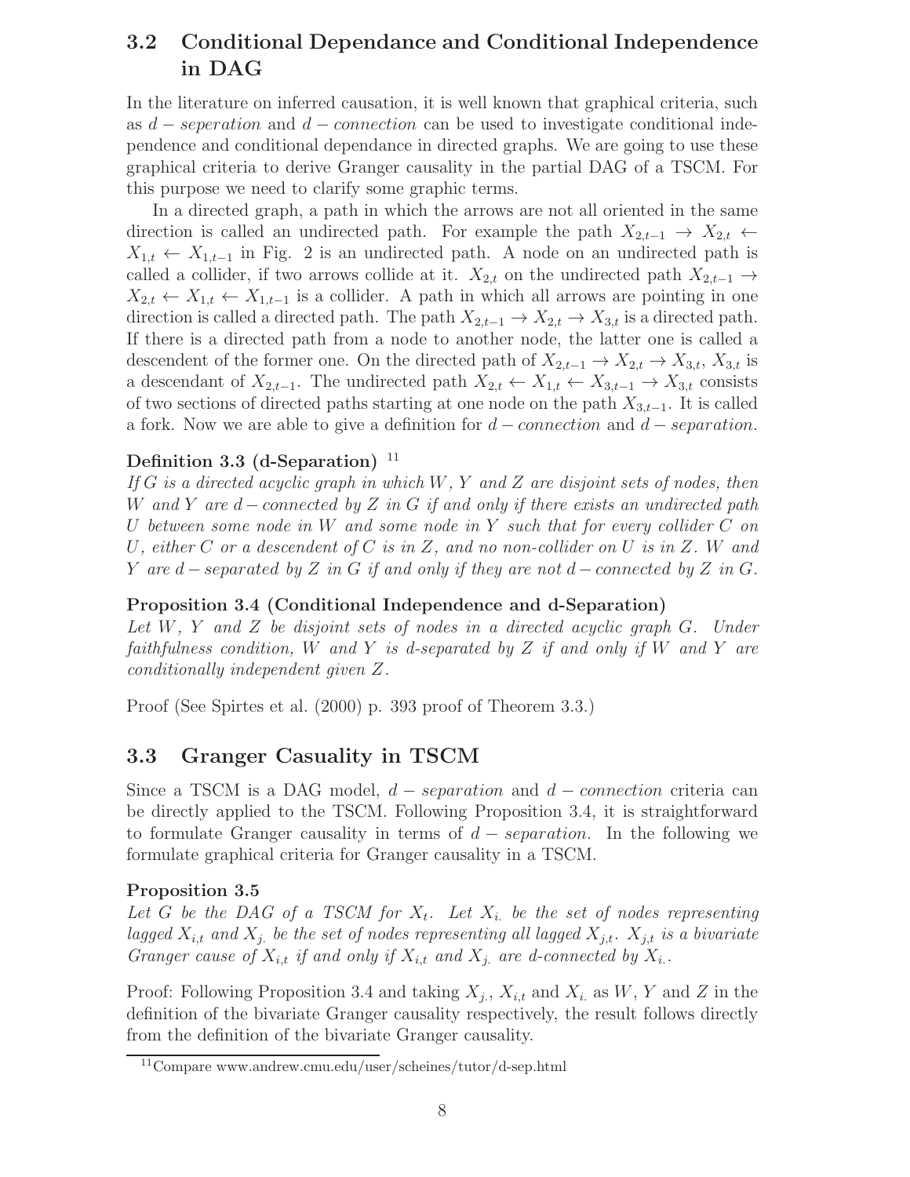## 3.2 Conditional Dependance and Conditional Independence in DAG

In the literature on inferred causation, it is well known that graphical criteria, such as $d-seperation$ and $d-connection$ can be used to investigate conditional independence and conditional dependance in directed graphs. We are going to use these graphical criteria to derive Granger causality in the partial DAG of a TSCM. For this purpose we need to clarify some graphic terms.

In a directed graph, a path in which the arrows are not all oriented in the same direction is called an undirected path. For example the path $X_{2,t-1} \rightarrow X_{2,t} \leftarrow X_{1,t} \leftarrow X_{1,t-1}$ in Fig. 2 is an undirected path. A node on an undirected path is called a collider, if two arrows collide at it. $X_{2,t}$ on the undirected path $X_{2,t-1} \rightarrow X_{2,t} \leftarrow X_{1,t} \leftarrow X_{1,t-1}$ is a collider. A path in which all arrows are pointing in one direction is called a directed path. The path $X_{2,t-1} \rightarrow X_{2,t} \rightarrow X_{3,t}$ is a directed path. If there is a directed path from a node to another node, the latter one is called a descendent of the former one. On the directed path of $X_{2,t-1} \rightarrow X_{2,t} \rightarrow X_{3,t}$, $X_{3,t}$ is a descendant of $X_{2,t-1}$. The undirected path $X_{2,t} \leftarrow X_{1,t} \leftarrow X_{3,t-1} \rightarrow X_{3,t}$ consists of two sections of directed paths starting at one node on the path $X_{3,t-1}$. It is called a fork. Now we are able to give a definition for $d-connection$ and $d-separation$.

**Definition 3.3 (d-Separation)** [11]

*If $G$ is a directed acyclic graph in which $W$, $Y$ and $Z$ are disjoint sets of nodes, then $W$ and $Y$ are $d-connected$ by $Z$ in $G$ if and only if there exists an undirected path $U$ between some node in $W$ and some node in $Y$ such that for every collider $C$ on $U$, either $C$ or a descendent of $C$ is in $Z$, and no non-collider on $U$ is in $Z$. $W$ and $Y$ are $d-separated$ by $Z$ in $G$ if and only if they are not $d-connected$ by $Z$ in $G$.*

**Proposition 3.4 (Conditional Independence and d-Separation)**

*Let $W$, $Y$ and $Z$ be disjoint sets of nodes in a directed acyclic graph $G$. Under faithfulness condition, $W$ and $Y$ is d-separated by $Z$ if and only if $W$ and $Y$ are conditionally independent given $Z$.*

Proof (See Spirtes et al. (2000) p. 393 proof of Theorem 3.3.)

## 3.3 Granger Casuality in TSCM

Since a TSCM is a DAG model, $d-separation$ and $d-connection$ criteria can be directly applied to the TSCM. Following Proposition 3.4, it is straightforward to formulate Granger causality in terms of $d-separation$. In the following we formulate graphical criteria for Granger causality in a TSCM.

**Proposition 3.5**

*Let $G$ be the DAG of a TSCM for $X_t$. Let $X_{i.}$ be the set of nodes representing lagged $X_{i,t}$ and $X_{j.}$ be the set of nodes representing all lagged $X_{j,t}$. $X_{j,t}$ is a bivariate Granger cause of $X_{i,t}$ if and only if $X_{i,t}$ and $X_{j.}$ are d-connected by $X_{i.}$.*

Proof: Following Proposition 3.4 and taking $X_{j.}$, $X_{i,t}$ and $X_{i.}$ as $W$, $Y$ and $Z$ in the definition of the bivariate Granger causality respectively, the result follows directly from the definition of the bivariate Granger causality.

[11] Compare www.andrew.cmu.edu/user/scheines/tutor/d-sep.html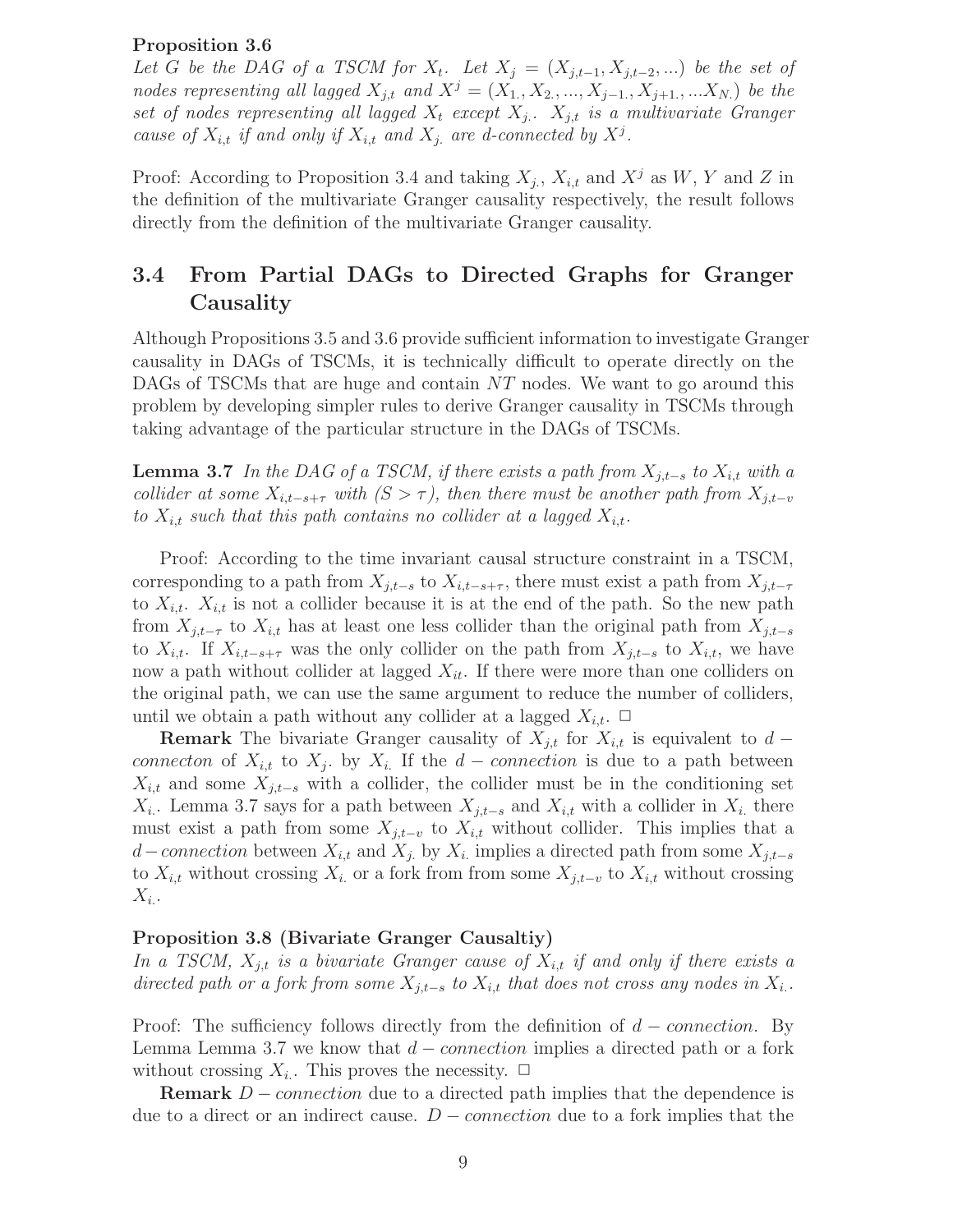**Proposition 3.6**

*Let $G$ be the DAG of a TSCM for $X_t$. Let $X_j = (X_{j,t-1}, X_{j,t-2}, ...)$ be the set of nodes representing all lagged $X_{j,t}$ and $X^j = (X_{1.}, X_{2.}, ..., X_{j-1.}, X_{j+1.}, ...X_{N.})$ be the set of nodes representing all lagged $X_t$ except $X_{j.}$. $X_{j,t}$ is a multivariate Granger cause of $X_{i,t}$ if and only if $X_{i,t}$ and $X_{j.}$ are d-connected by $X^j$.*

Proof: According to Proposition 3.4 and taking $X_{j.}$, $X_{i,t}$ and $X^j$ as $W$, $Y$ and $Z$ in the definition of the multivariate Granger causality respectively, the result follows directly from the definition of the multivariate Granger causality.

## 3.4 From Partial DAGs to Directed Graphs for Granger Causality

Although Propositions 3.5 and 3.6 provide sufficient information to investigate Granger causality in DAGs of TSCMs, it is technically difficult to operate directly on the DAGs of TSCMs that are huge and contain $NT$ nodes. We want to go around this problem by developing simpler rules to derive Granger causality in TSCMs through taking advantage of the particular structure in the DAGs of TSCMs.

**Lemma 3.7** *In the DAG of a TSCM, if there exists a path from $X_{j,t-s}$ to $X_{i,t}$ with a collider at some $X_{i,t-s+\tau}$ with $(S > \tau)$, then there must be another path from $X_{j,t-v}$ to $X_{i,t}$ such that this path contains no collider at a lagged $X_{i,t}$.*

Proof: According to the time invariant causal structure constraint in a TSCM, corresponding to a path from $X_{j,t-s}$ to $X_{i,t-s+\tau}$, there must exist a path from $X_{j,t-\tau}$ to $X_{i,t}$. $X_{i,t}$ is not a collider because it is at the end of the path. So the new path from $X_{j,t-\tau}$ to $X_{i,t}$ has at least one less collider than the original path from $X_{j,t-s}$ to $X_{i,t}$. If $X_{i,t-s+\tau}$ was the only collider on the path from $X_{j,t-s}$ to $X_{i,t}$, we have now a path without collider at lagged $X_{it}$. If there were more than one colliders on the original path, we can use the same argument to reduce the number of colliders, until we obtain a path without any collider at a lagged $X_{i,t}$. □

**Remark** The bivariate Granger causality of $X_{j,t}$ for $X_{i,t}$ is equivalent to $d-connecton$ of $X_{i,t}$ to $X_{j.}$ by $X_{i.}$ If the $d-connection$ is due to a path between $X_{i,t}$ and some $X_{j,t-s}$ with a collider, the collider must be in the conditioning set $X_{i.}$. Lemma 3.7 says for a path between $X_{j,t-s}$ and $X_{i,t}$ with a collider in $X_{i.}$ there must exist a path from some $X_{j,t-v}$ to $X_{i,t}$ without collider. This implies that a $d-connection$ between $X_{i,t}$ and $X_{j.}$ by $X_{i.}$ implies a directed path from some $X_{j,t-s}$ to $X_{i,t}$ without crossing $X_{i.}$ or a fork from from some $X_{j,t-v}$ to $X_{i,t}$ without crossing $X_{i.}$.

**Proposition 3.8 (Bivariate Granger Causaltiy)**

*In a TSCM, $X_{j,t}$ is a bivariate Granger cause of $X_{i,t}$ if and only if there exists a directed path or a fork from some $X_{j,t-s}$ to $X_{i,t}$ that does not cross any nodes in $X_{i.}$.*

Proof: The sufficiency follows directly from the definition of $d-connection$. By Lemma Lemma 3.7 we know that $d-connection$ implies a directed path or a fork without crossing $X_{i.}$. This proves the necessity. □

**Remark** $D-connection$ due to a directed path implies that the dependence is due to a direct or an indirect cause. $D-connection$ due to a fork implies that the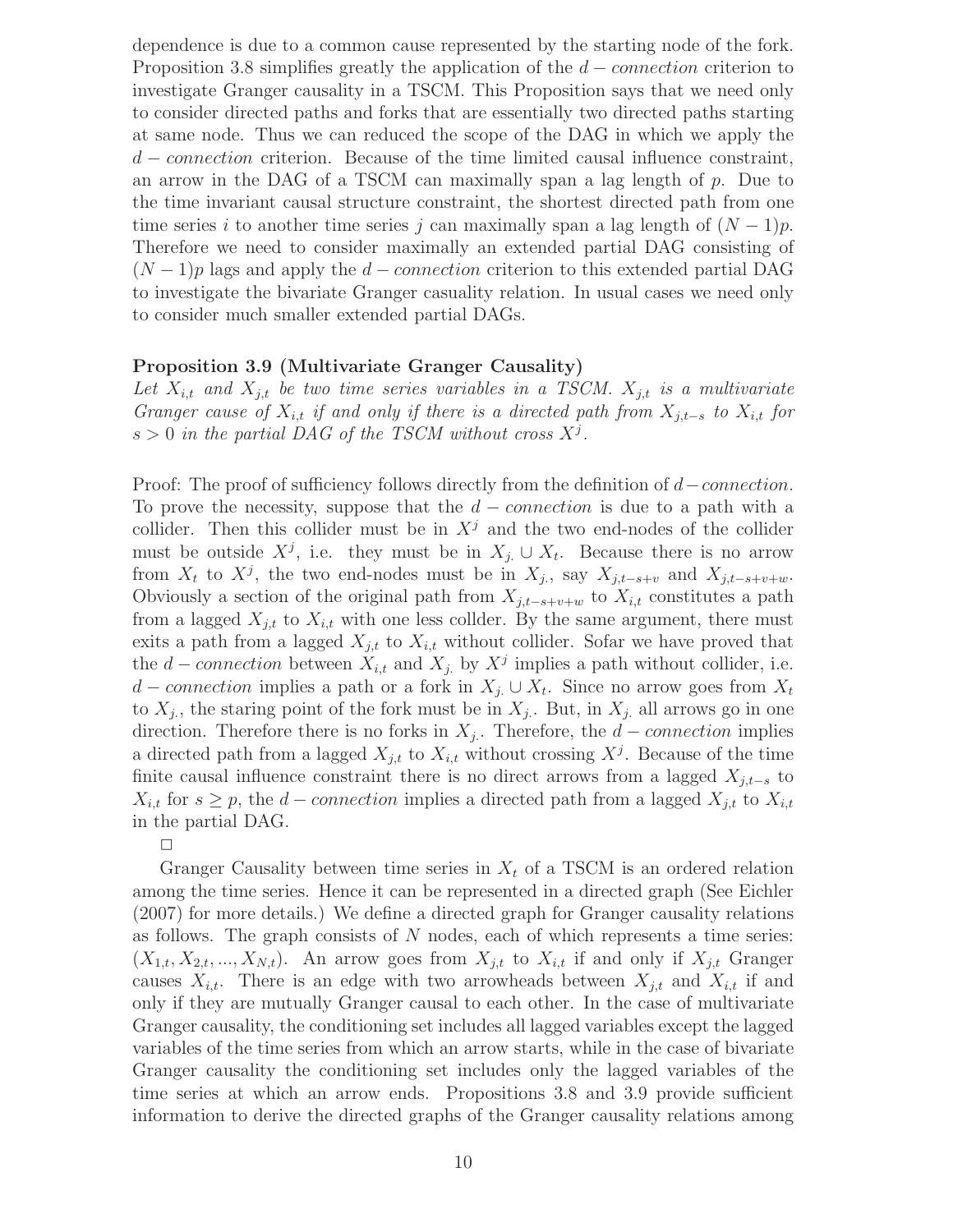dependence is due to a common cause represented by the starting node of the fork. Proposition 3.8 simplifies greatly the application of the $d-connection$ criterion to investigate Granger causality in a TSCM. This Proposition says that we need only to consider directed paths and forks that are essentially two directed paths starting at same node. Thus we can reduced the scope of the DAG in which we apply the $d-connection$ criterion. Because of the time limited causal influence constraint, an arrow in the DAG of a TSCM can maximally span a lag length of $p$. Due to the time invariant causal structure constraint, the shortest directed path from one time series $i$ to another time series $j$ can maximally span a lag length of $(N-1)p$. Therefore we need to consider maximally an extended partial DAG consisting of $(N-1)p$ lags and apply the $d-connection$ criterion to this extended partial DAG to investigate the bivariate Granger casuality relation. In usual cases we need only to consider much smaller extended partial DAGs.

**Proposition 3.9 (Multivariate Granger Causality)**
*Let $X_{i,t}$ and $X_{j,t}$ be two time series variables in a TSCM. $X_{j,t}$ is a multivariate Granger cause of $X_{i,t}$ if and only if there is a directed path from $X_{j,t-s}$ to $X_{i,t}$ for $s>0$ in the partial DAG of the TSCM without cross $X^j$.*

Proof: The proof of sufficiency follows directly from the definition of $d-connection$. To prove the necessity, suppose that the $d-connection$ is due to a path with a collider. Then this collider must be in $X^j$ and the two end-nodes of the collider must be outside $X^j$, i.e. they must be in $X_{j.} \cup X_t$. Because there is no arrow from $X_t$ to $X^j$, the two end-nodes must be in $X_{j.}$, say $X_{j,t-s+v}$ and $X_{j,t-s+v+w}$. Obviously a section of the original path from $X_{j,t-s+v+w}$ to $X_{i,t}$ constitutes a path from a lagged $X_{j,t}$ to $X_{i,t}$ with one less collder. By the same argument, there must exits a path from a lagged $X_{j,t}$ to $X_{i,t}$ without collider. Sofar we have proved that the $d-connection$ between $X_{i,t}$ and $X_{j.}$ by $X^j$ implies a path without collider, i.e. $d-connection$ implies a path or a fork in $X_{j.} \cup X_t$. Since no arrow goes from $X_t$ to $X_{j.}$, the staring point of the fork must be in $X_{j.}$. But, in $X_{j.}$ all arrows go in one direction. Therefore there is no forks in $X_{j.}$. Therefore, the $d-connection$ implies a directed path from a lagged $X_{j,t}$ to $X_{i,t}$ without crossing $X^j$. Because of the time finite causal influence constraint there is no direct arrows from a lagged $X_{j,t-s}$ to $X_{i,t}$ for $s \geq p$, the $d-connection$ implies a directed path from a lagged $X_{j,t}$ to $X_{i,t}$ in the partial DAG.

□

Granger Causality between time series in $X_t$ of a TSCM is an ordered relation among the time series. Hence it can be represented in a directed graph (See Eichler (2007) for more details.) We define a directed graph for Granger causality relations as follows. The graph consists of $N$ nodes, each of which represents a time series: $(X_{1,t}, X_{2,t}, ..., X_{N,t})$. An arrow goes from $X_{j,t}$ to $X_{i,t}$ if and only if $X_{j,t}$ Granger causes $X_{i,t}$. There is an edge with two arrowheads between $X_{j,t}$ and $X_{i,t}$ if and only if they are mutually Granger causal to each other. In the case of multivariate Granger causality, the conditioning set includes all lagged variables except the lagged variables of the time series from which an arrow starts, while in the case of bivariate Granger causality the conditioning set includes only the lagged variables of the time series at which an arrow ends. Propositions 3.8 and 3.9 provide sufficient information to derive the directed graphs of the Granger causality relations among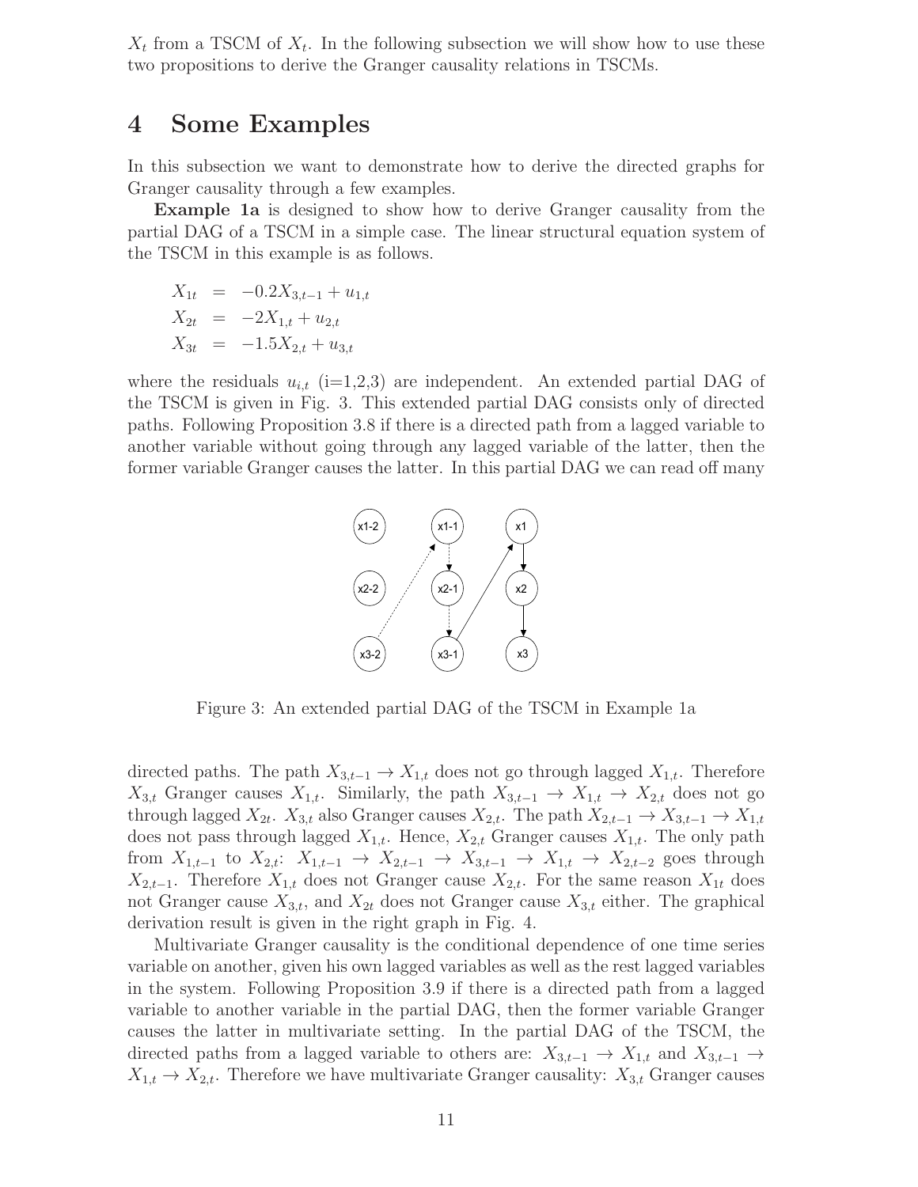$X_t$ from a TSCM of $X_t$. In the following subsection we will show how to use these two propositions to derive the Granger causality relations in TSCMs.

# 4 Some Examples

In this subsection we want to demonstrate how to derive the directed graphs for Granger causality through a few examples.

**Example 1a** is designed to show how to derive Granger causality from the partial DAG of a TSCM in a simple case. The linear structural equation system of the TSCM in this example is as follows.

$$
\begin{aligned}
X_{1t} &= -0.2X_{3,t-1} + u_{1,t} \\
X_{2t} &= -2X_{1,t} + u_{2,t} \\
X_{3t} &= -1.5X_{2,t} + u_{3,t}
\end{aligned}
$$

where the residuals $u_{i,t}$ (i=1,2,3) are independent. An extended partial DAG of the TSCM is given in Fig. 3. This extended partial DAG consists only of directed paths. Following Proposition 3.8 if there is a directed path from a lagged variable to another variable without going through any lagged variable of the latter, then the former variable Granger causes the latter. In this partial DAG we can read off many

Figure 3: An extended partial DAG of the TSCM in Example 1a

directed paths. The path $X_{3,t-1} \to X_{1,t}$ does not go through lagged $X_{1,t}$. Therefore $X_{3,t}$ Granger causes $X_{1,t}$. Similarly, the path $X_{3,t-1} \to X_{1,t} \to X_{2,t}$ does not go through lagged $X_{2t}$. $X_{3,t}$ also Granger causes $X_{2,t}$. The path $X_{2,t-1} \to X_{3,t-1} \to X_{1,t}$ does not pass through lagged $X_{1,t}$. Hence, $X_{2,t}$ Granger causes $X_{1,t}$. The only path from $X_{1,t-1}$ to $X_{2,t}$: $X_{1,t-1} \to X_{2,t-1} \to X_{3,t-1} \to X_{1,t} \to X_{2,t-2}$ goes through $X_{2,t-1}$. Therefore $X_{1,t}$ does not Granger cause $X_{2,t}$. For the same reason $X_{1t}$ does not Granger cause $X_{3,t}$, and $X_{2t}$ does not Granger cause $X_{3,t}$ either. The graphical derivation result is given in the right graph in Fig. 4.

Multivariate Granger causality is the conditional dependence of one time series variable on another, given his own lagged variables as well as the rest lagged variables in the system. Following Proposition 3.9 if there is a directed path from a lagged variable to another variable in the partial DAG, then the former variable Granger causes the latter in multivariate setting. In the partial DAG of the TSCM, the directed paths from a lagged variable to others are: $X_{3,t-1} \to X_{1,t}$ and $X_{3,t-1} \to X_{1,t} \to X_{2,t}$. Therefore we have multivariate Granger causality: $X_{3,t}$ Granger causes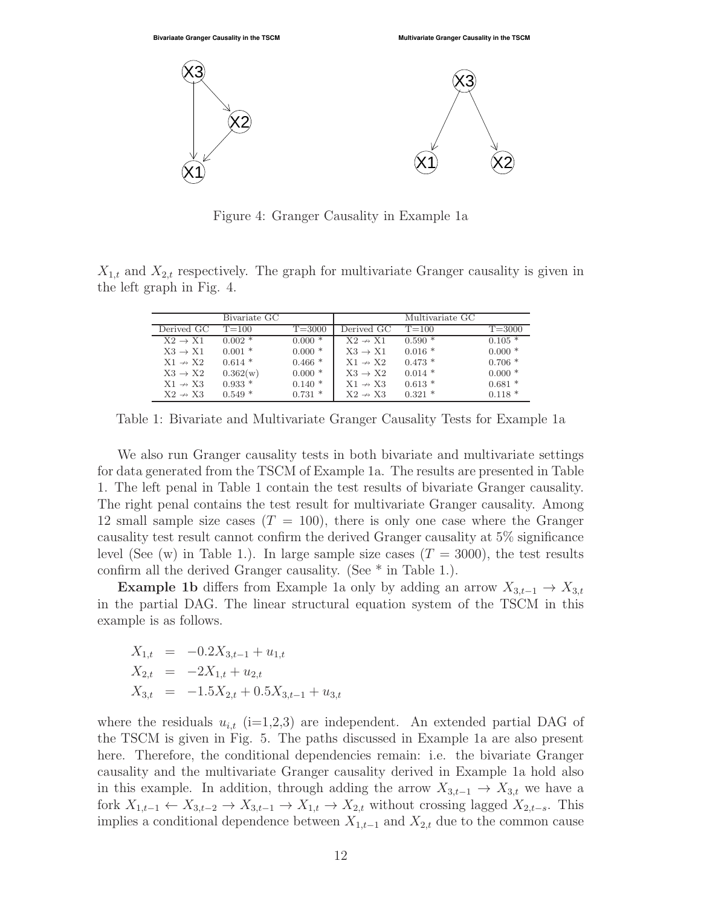Bivariaate Granger Causality in the TSCM

Multivariate Granger Causality in the TSCM

Figure 4: Granger Causality in Example 1a

$X_{1,t}$ and $X_{2,t}$ respectively. The graph for multivariate Granger causality is given in the left graph in Fig. 4.

| Bivariate GC | | | Multivariate GC | | |
|---|---|---|---|---|---|
| Derived GC | T=100 | T=3000 | Derived GC | T=100 | T=3000 |
| X2 → X1 | 0.002 * | 0.000 * | X2 ↛ X1 | 0.590 * | 0.105 * |
| X3 → X1 | 0.001 * | 0.000 * | X3 → X1 | 0.016 * | 0.000 * |
| X1 ↛ X2 | 0.614 * | 0.466 * | X1 ↛ X2 | 0.473 * | 0.706 * |
| X3 → X2 | 0.362(w) | 0.000 * | X3 → X2 | 0.014 * | 0.000 * |
| X1 ↛ X3 | 0.933 * | 0.140 * | X1 ↛ X3 | 0.613 * | 0.681 * |
| X2 ↛ X3 | 0.549 * | 0.731 * | X2 ↛ X3 | 0.321 * | 0.118 * |

Table 1: Bivariate and Multivariate Granger Causality Tests for Example 1a

We also run Granger causality tests in both bivariate and multivariate settings for data generated from the TSCM of Example 1a. The results are presented in Table 1. The left penal in Table 1 contain the test results of bivariate Granger causality. The right penal contains the test result for multivariate Granger causality. Among 12 small sample size cases ($T = 100$), there is only one case where the Granger causality test result cannot confirm the derived Granger causality at 5% significance level (See (w) in Table 1.). In large sample size cases ($T = 3000$), the test results confirm all the derived Granger causality. (See * in Table 1.).

**Example 1b** differs from Example 1a only by adding an arrow $X_{3,t-1} \rightarrow X_{3,t}$ in the partial DAG. The linear structural equation system of the TSCM in this example is as follows.

$$
\begin{aligned}
X_{1,t} &= -0.2X_{3,t-1} + u_{1,t} \\
X_{2,t} &= -2X_{1,t} + u_{2,t} \\
X_{3,t} &= -1.5X_{2,t} + 0.5X_{3,t-1} + u_{3,t}
\end{aligned}
$$

where the residuals $u_{i,t}$ (i=1,2,3) are independent. An extended partial DAG of the TSCM is given in Fig. 5. The paths discussed in Example 1a are also present here. Therefore, the conditional dependencies remain: i.e. the bivariate Granger causality and the multivariate Granger causality derived in Example 1a hold also in this example. In addition, through adding the arrow $X_{3,t-1} \rightarrow X_{3,t}$ we have a fork $X_{1,t-1} \leftarrow X_{3,t-2} \rightarrow X_{3,t-1} \rightarrow X_{1,t} \rightarrow X_{2,t}$ without crossing lagged $X_{2,t-s}$. This implies a conditional dependence between $X_{1,t-1}$ and $X_{2,t}$ due to the common cause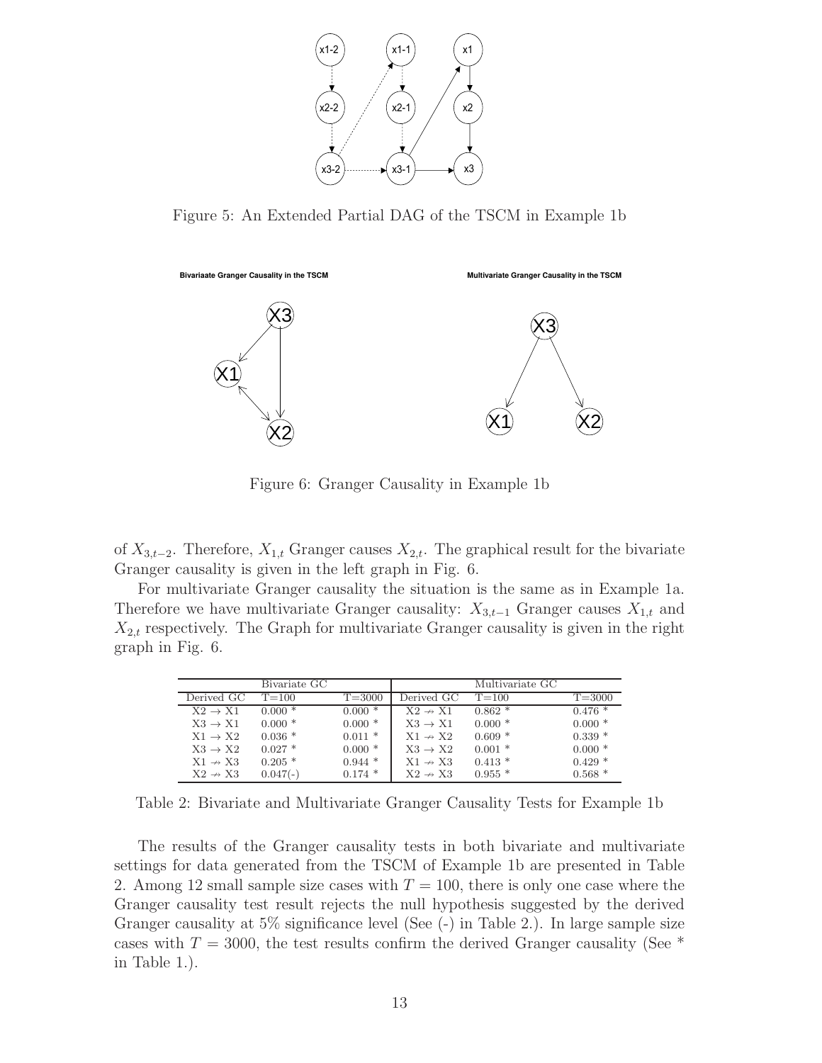Figure 5: An Extended Partial DAG of the TSCM in Example 1b

Figure 6: Granger Causality in Example 1b

of $X_{3,t-2}$. Therefore, $X_{1,t}$ Granger causes $X_{2,t}$. The graphical result for the bivariate Granger causality is given in the left graph in Fig. 6.

For multivariate Granger causality the situation is the same as in Example 1a. Therefore we have multivariate Granger causality: $X_{3,t-1}$ Granger causes $X_{1,t}$ and $X_{2,t}$ respectively. The Graph for multivariate Granger causality is given in the right graph in Fig. 6.

| Bivariate GC | | | Multivariate GC | | |
|---|---|---|---|---|---|
| Derived GC | T=100 | T=3000 | Derived GC | T=100 | T=3000 |
| X2 $\rightarrow$ X1 | 0.000 * | 0.000 * | X2 $\nrightarrow$ X1 | 0.862 * | 0.476 * |
| X3 $\rightarrow$ X1 | 0.000 * | 0.000 * | X3 $\rightarrow$ X1 | 0.000 * | 0.000 * |
| X1 $\rightarrow$ X2 | 0.036 * | 0.011 * | X1 $\nrightarrow$ X2 | 0.609 * | 0.339 * |
| X3 $\rightarrow$ X2 | 0.027 * | 0.000 * | X3 $\rightarrow$ X2 | 0.001 * | 0.000 * |
| X1 $\nrightarrow$ X3 | 0.205 * | 0.944 * | X1 $\nrightarrow$ X3 | 0.413 * | 0.429 * |
| X2 $\nrightarrow$ X3 | 0.047(-) | 0.174 * | X2 $\nrightarrow$ X3 | 0.955 * | 0.568 * |

Table 2: Bivariate and Multivariate Granger Causality Tests for Example 1b

The results of the Granger causality tests in both bivariate and multivariate settings for data generated from the TSCM of Example 1b are presented in Table 2. Among 12 small sample size cases with $T = 100$, there is only one case where the Granger causality test result rejects the null hypothesis suggested by the derived Granger causality at 5% significance level (See (-) in Table 2.). In large sample size cases with $T = 3000$, the test results confirm the derived Granger causality (See * in Table 1.).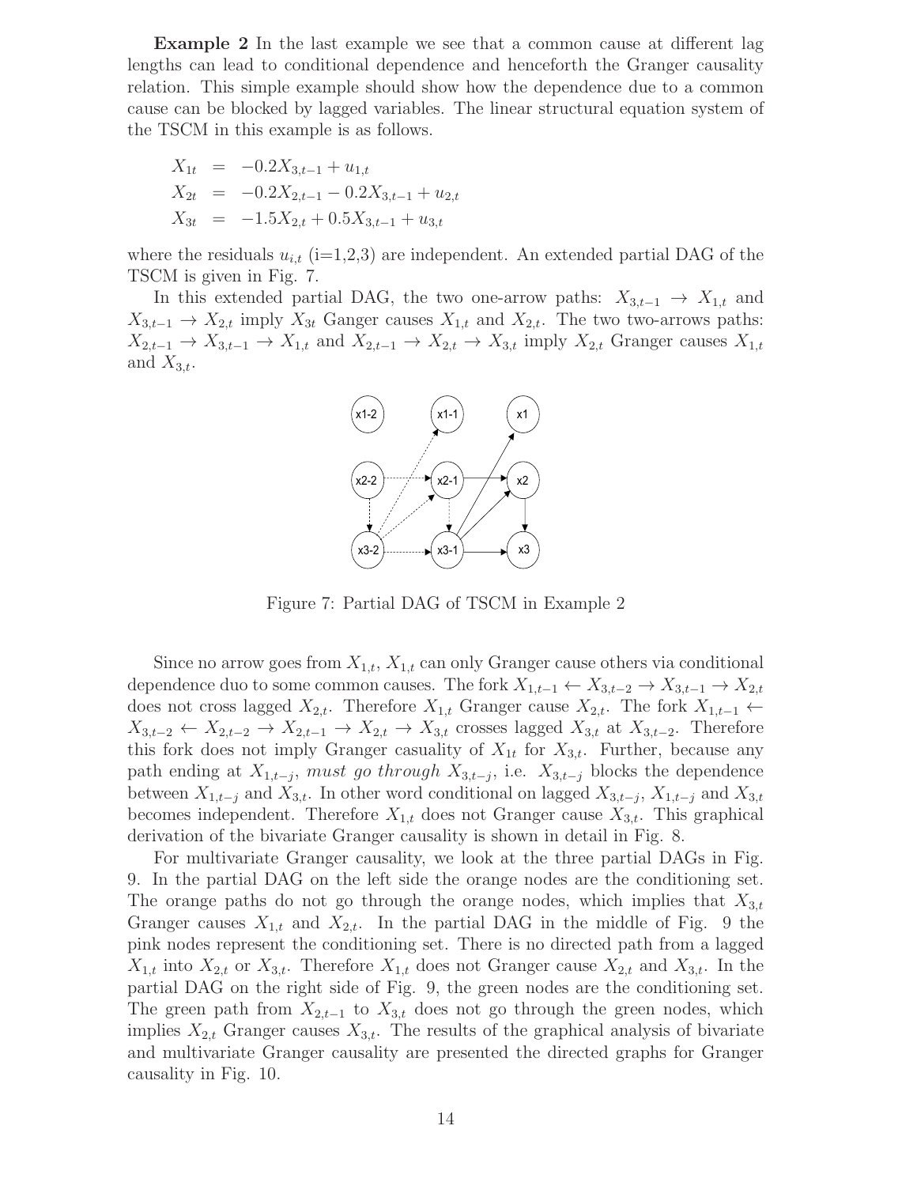**Example 2** In the last example we see that a common cause at different lag lengths can lead to conditional dependence and henceforth the Granger causality relation. This simple example should show how the dependence due to a common cause can be blocked by lagged variables. The linear structural equation system of the TSCM in this example is as follows.

$$
\begin{aligned}
X_{1t} &= -0.2X_{3,t-1} + u_{1,t} \\
X_{2t} &= -0.2X_{2,t-1} - 0.2X_{3,t-1} + u_{2,t} \\
X_{3t} &= -1.5X_{2,t} + 0.5X_{3,t-1} + u_{3,t}
\end{aligned}
$$

where the residuals $u_{i,t}$ (i=1,2,3) are independent. An extended partial DAG of the TSCM is given in Fig. 7.

In this extended partial DAG, the two one-arrow paths: $X_{3,t-1} \rightarrow X_{1,t}$ and $X_{3,t-1} \rightarrow X_{2,t}$ imply $X_{3t}$ Ganger causes $X_{1,t}$ and $X_{2,t}$. The two two-arrows paths: $X_{2,t-1} \rightarrow X_{3,t-1} \rightarrow X_{1,t}$ and $X_{2,t-1} \rightarrow X_{2,t} \rightarrow X_{3,t}$ imply $X_{2,t}$ Granger causes $X_{1,t}$ and $X_{3,t}$.

Figure 7: Partial DAG of TSCM in Example 2

Since no arrow goes from $X_{1,t}$, $X_{1,t}$ can only Granger cause others via conditional dependence duo to some common causes. The fork $X_{1,t-1} \leftarrow X_{3,t-2} \rightarrow X_{3,t-1} \rightarrow X_{2,t}$ does not cross lagged $X_{2,t}$. Therefore $X_{1,t}$ Granger cause $X_{2,t}$. The fork $X_{1,t-1} \leftarrow X_{3,t-2} \leftarrow X_{2,t-2} \rightarrow X_{2,t-1} \rightarrow X_{2,t} \rightarrow X_{3,t}$ crosses lagged $X_{3,t}$ at $X_{3,t-2}$. Therefore this fork does not imply Granger casuality of $X_{1t}$ for $X_{3,t}$. Further, because any path ending at $X_{1,t-j}$, *must go through* $X_{3,t-j}$, i.e. $X_{3,t-j}$ blocks the dependence between $X_{1,t-j}$ and $X_{3,t}$. In other word conditional on lagged $X_{3,t-j}$, $X_{1,t-j}$ and $X_{3,t}$ becomes independent. Therefore $X_{1,t}$ does not Granger cause $X_{3,t}$. This graphical derivation of the bivariate Granger causality is shown in detail in Fig. 8.

For multivariate Granger causality, we look at the three partial DAGs in Fig. 9. In the partial DAG on the left side the orange nodes are the conditioning set. The orange paths do not go through the orange nodes, which implies that $X_{3,t}$ Granger causes $X_{1,t}$ and $X_{2,t}$. In the partial DAG in the middle of Fig. 9 the pink nodes represent the conditioning set. There is no directed path from a lagged $X_{1,t}$ into $X_{2,t}$ or $X_{3,t}$. Therefore $X_{1,t}$ does not Granger cause $X_{2,t}$ and $X_{3,t}$. In the partial DAG on the right side of Fig. 9, the green nodes are the conditioning set. The green path from $X_{2,t-1}$ to $X_{3,t}$ does not go through the green nodes, which implies $X_{2,t}$ Granger causes $X_{3,t}$. The results of the graphical analysis of bivariate and multivariate Granger causality are presented the directed graphs for Granger causality in Fig. 10.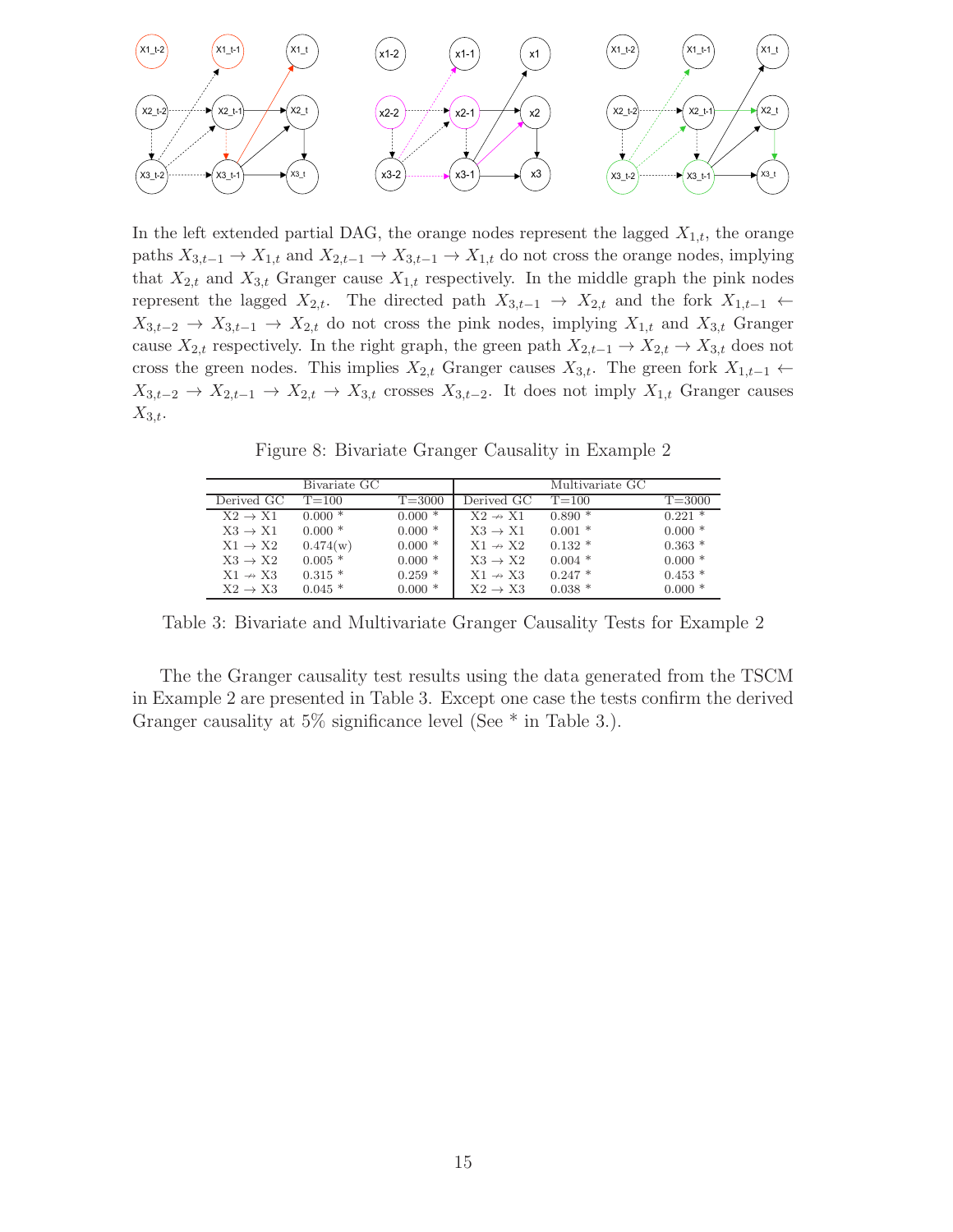In the left extended partial DAG, the orange nodes represent the lagged $X_{1,t}$, the orange paths $X_{3,t-1} \rightarrow X_{1,t}$ and $X_{2,t-1} \rightarrow X_{3,t-1} \rightarrow X_{1,t}$ do not cross the orange nodes, implying that $X_{2,t}$ and $X_{3,t}$ Granger cause $X_{1,t}$ respectively. In the middle graph the pink nodes represent the lagged $X_{2,t}$. The directed path $X_{3,t-1} \rightarrow X_{2,t}$ and the fork $X_{1,t-1} \leftarrow X_{3,t-2} \rightarrow X_{3,t-1} \rightarrow X_{2,t}$ do not cross the pink nodes, implying $X_{1,t}$ and $X_{3,t}$ Granger cause $X_{2,t}$ respectively. In the right graph, the green path $X_{2,t-1} \rightarrow X_{2,t} \rightarrow X_{3,t}$ does not cross the green nodes. This implies $X_{2,t}$ Granger causes $X_{3,t}$. The green fork $X_{1,t-1} \leftarrow X_{3,t-2} \rightarrow X_{2,t-1} \rightarrow X_{2,t} \rightarrow X_{3,t}$ crosses $X_{3,t-2}$. It does not imply $X_{1,t}$ Granger causes $X_{3,t}$.

Figure 8: Bivariate Granger Causality in Example 2

| Bivariate GC | | | Multivariate GC | | |
|---|---|---|---|---|---|
| Derived GC | T=100 | T=3000 | Derived GC | T=100 | T=3000 |
| X2 → X1 | 0.000 * | 0.000 * | X2 ↛ X1 | 0.890 * | 0.221 * |
| X3 → X1 | 0.000 * | 0.000 * | X3 → X1 | 0.001 * | 0.000 * |
| X1 → X2 | 0.474(w) | 0.000 * | X1 ↛ X2 | 0.132 * | 0.363 * |
| X3 → X2 | 0.005 * | 0.000 * | X3 → X2 | 0.004 * | 0.000 * |
| X1 ↛ X3 | 0.315 * | 0.259 * | X1 ↛ X3 | 0.247 * | 0.453 * |
| X2 → X3 | 0.045 * | 0.000 * | X2 ↛ X3 | 0.038 * | 0.000 * |

Table 3: Bivariate and Multivariate Granger Causality Tests for Example 2

The the Granger causality test results using the data generated from the TSCM in Example 2 are presented in Table 3. Except one case the tests confirm the derived Granger causality at 5% significance level (See * in Table 3.).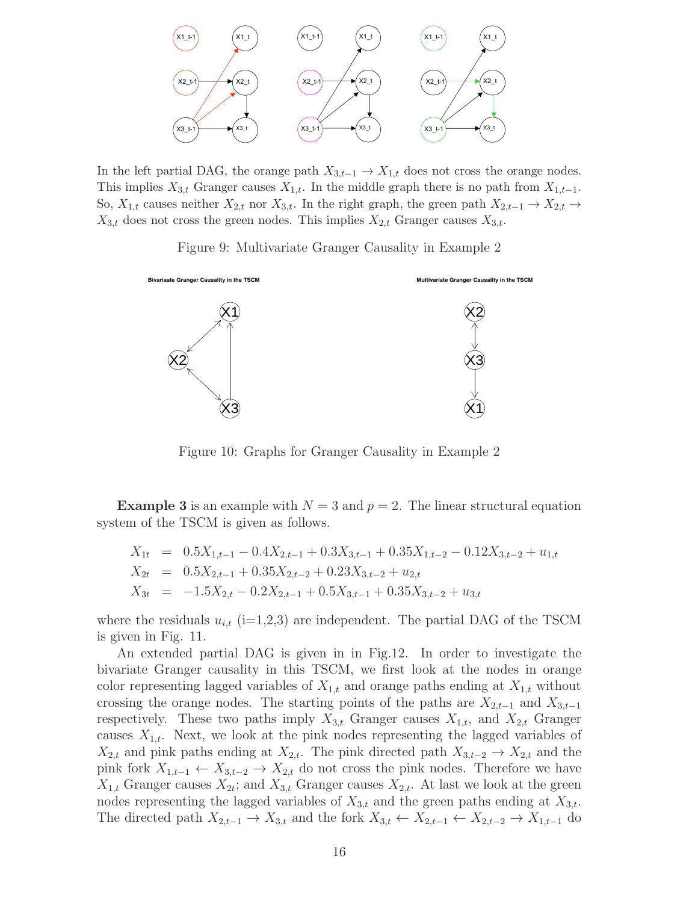In the left partial DAG, the orange path $X_{3,t-1} \to X_{1,t}$ does not cross the orange nodes. This implies $X_{3,t}$ Granger causes $X_{1,t}$. In the middle graph there is no path from $X_{1,t-1}$. So, $X_{1,t}$ causes neither $X_{2,t}$ nor $X_{3,t}$. In the right graph, the green path $X_{2,t-1} \to X_{2,t} \to X_{3,t}$ does not cross the green nodes. This implies $X_{2,t}$ Granger causes $X_{3,t}$.

Figure 9: Multivariate Granger Causality in Example 2

Figure 10: Graphs for Granger Causality in Example 2

**Example 3** is an example with $N = 3$ and $p = 2$. The linear structural equation system of the TSCM is given as follows.

$$
\begin{aligned}
X_{1t} &= 0.5X_{1,t-1} - 0.4X_{2,t-1} + 0.3X_{3,t-1} + 0.35X_{1,t-2} - 0.12X_{3,t-2} + u_{1,t} \\
X_{2t} &= 0.5X_{2,t-1} + 0.35X_{2,t-2} + 0.23X_{3,t-2} + u_{2,t} \\
X_{3t} &= -1.5X_{2,t} - 0.2X_{2,t-1} + 0.5X_{3,t-1} + 0.35X_{3,t-2} + u_{3,t}
\end{aligned}
$$

where the residuals $u_{i,t}$ (i=1,2,3) are independent. The partial DAG of the TSCM is given in Fig. 11.

An extended partial DAG is given in in Fig.12. In order to investigate the bivariate Granger causality in this TSCM, we first look at the nodes in orange color representing lagged variables of $X_{1,t}$ and orange paths ending at $X_{1,t}$ without crossing the orange nodes. The starting points of the paths are $X_{2,t-1}$ and $X_{3,t-1}$ respectively. These two paths imply $X_{3,t}$ Granger causes $X_{1,t}$, and $X_{2,t}$ Granger causes $X_{1,t}$. Next, we look at the pink nodes representing the lagged variables of $X_{2,t}$ and pink paths ending at $X_{2,t}$. The pink directed path $X_{3,t-2} \to X_{2,t}$ and the pink fork $X_{1,t-1} \leftarrow X_{3,t-2} \to X_{2,t}$ do not cross the pink nodes. Therefore we have $X_{1,t}$ Granger causes $X_{2t}$; and $X_{3,t}$ Granger causes $X_{2,t}$. At last we look at the green nodes representing the lagged variables of $X_{3,t}$ and the green paths ending at $X_{3,t}$. The directed path $X_{2,t-1} \to X_{3,t}$ and the fork $X_{3,t} \leftarrow X_{2,t-1} \leftarrow X_{2,t-2} \to X_{1,t-1}$ do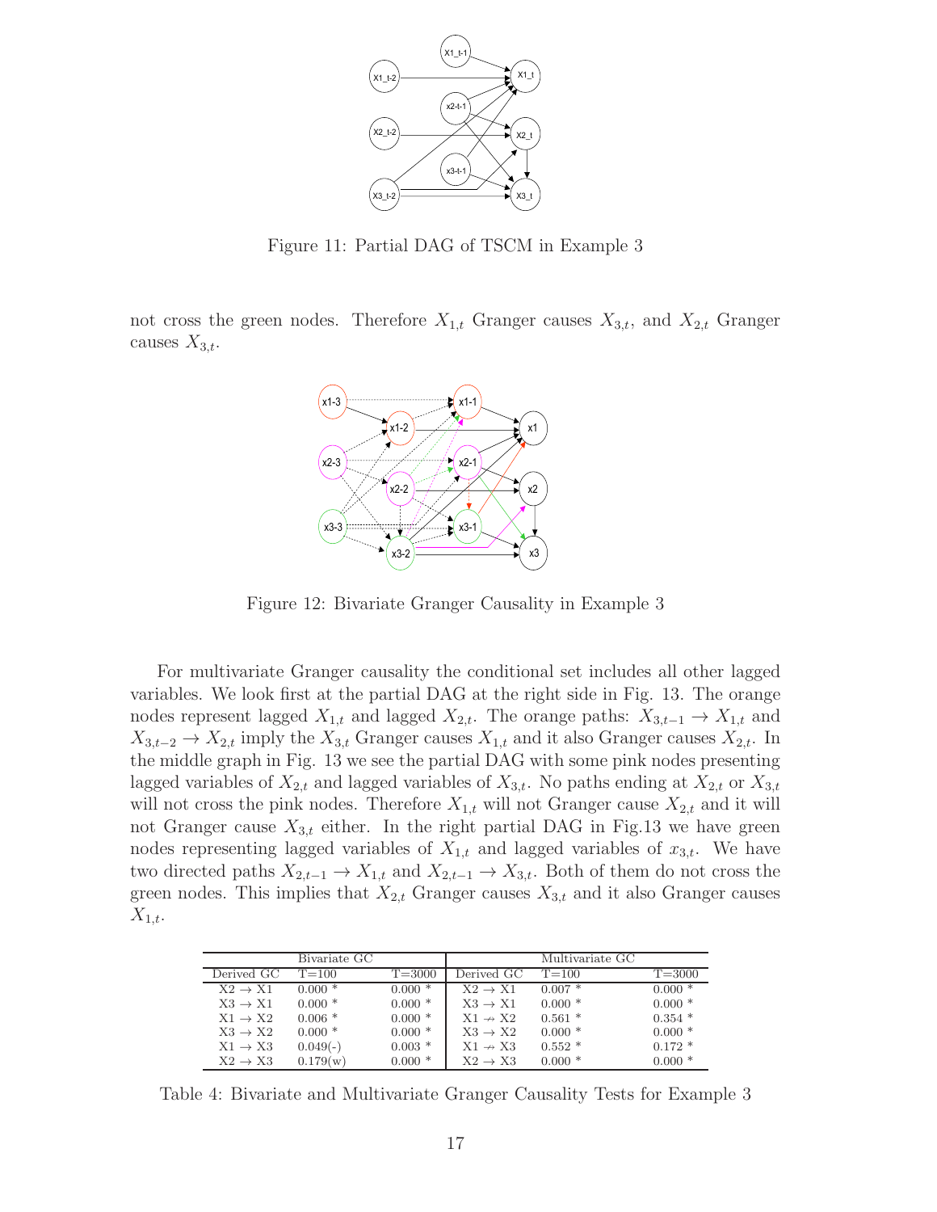Figure 11: Partial DAG of TSCM in Example 3

not cross the green nodes. Therefore $X_{1,t}$ Granger causes $X_{3,t}$, and $X_{2,t}$ Granger causes $X_{3,t}$.

Figure 12: Bivariate Granger Causality in Example 3

For multivariate Granger causality the conditional set includes all other lagged variables. We look first at the partial DAG at the right side in Fig. 13. The orange nodes represent lagged $X_{1,t}$ and lagged $X_{2,t}$. The orange paths: $X_{3,t-1} \to X_{1,t}$ and $X_{3,t-2} \to X_{2,t}$ imply the $X_{3,t}$ Granger causes $X_{1,t}$ and it also Granger causes $X_{2,t}$. In the middle graph in Fig. 13 we see the partial DAG with some pink nodes presenting lagged variables of $X_{2,t}$ and lagged variables of $X_{3,t}$. No paths ending at $X_{2,t}$ or $X_{3,t}$ will not cross the pink nodes. Therefore $X_{1,t}$ will not Granger cause $X_{2,t}$ and it will not Granger cause $X_{3,t}$ either. In the right partial DAG in Fig.13 we have green nodes representing lagged variables of $X_{1,t}$ and lagged variables of $x_{3,t}$. We have two directed paths $X_{2,t-1} \to X_{1,t}$ and $X_{2,t-1} \to X_{3,t}$. Both of them do not cross the green nodes. This implies that $X_{2,t}$ Granger causes $X_{3,t}$ and it also Granger causes $X_{1,t}$.

| Bivariate GC | | | Multivariate GC | | |
|---|---|---|---|---|---|
| Derived GC | T=100 | T=3000 | Derived GC | T=100 | T=3000 |
| X2 → X1 | 0.000 * | 0.000 * | X2 → X1 | 0.007 * | 0.000 * |
| X3 → X1 | 0.000 * | 0.000 * | X3 → X1 | 0.000 * | 0.000 * |
| X1 → X2 | 0.006 * | 0.000 * | X1 ↛ X2 | 0.561 * | 0.354 * |
| X3 → X2 | 0.000 * | 0.000 * | X3 → X2 | 0.000 * | 0.000 * |
| X1 → X3 | 0.049(-) | 0.003 * | X1 ↛ X3 | 0.552 * | 0.172 * |
| X2 → X3 | 0.179(w) | 0.000 * | X2 → X3 | 0.000 * | 0.000 * |

Table 4: Bivariate and Multivariate Granger Causality Tests for Example 3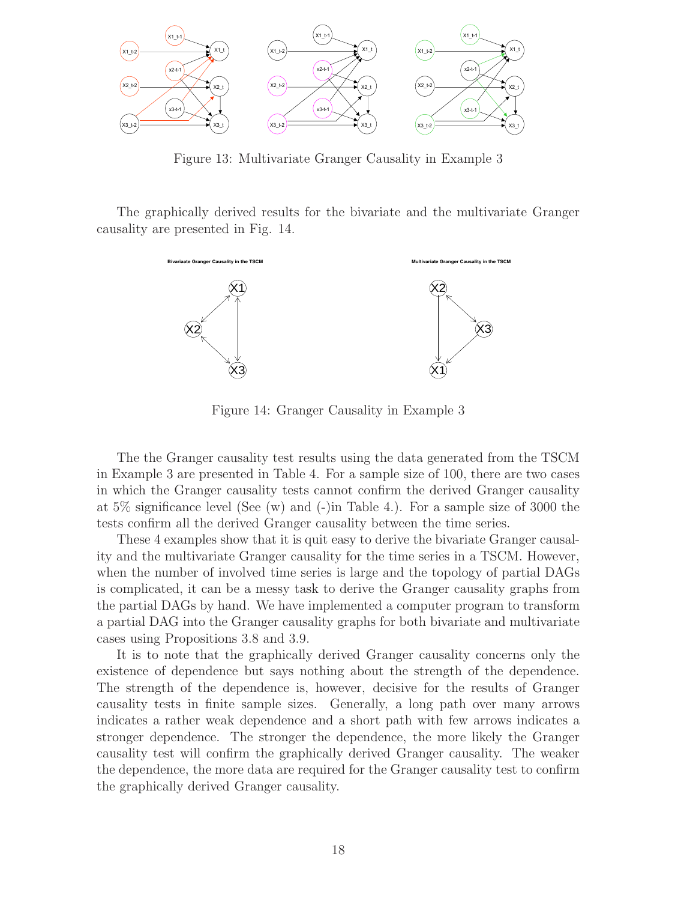Figure 13: Multivariate Granger Causality in Example 3

The graphically derived results for the bivariate and the multivariate Granger causality are presented in Fig. 14.

Figure 14: Granger Causality in Example 3

The the Granger causality test results using the data generated from the TSCM in Example 3 are presented in Table 4. For a sample size of 100, there are two cases in which the Granger causality tests cannot confirm the derived Granger causality at 5% significance level (See (w) and (-)in Table 4.). For a sample size of 3000 the tests confirm all the derived Granger causality between the time series.

These 4 examples show that it is quit easy to derive the bivariate Granger causality and the multivariate Granger causality for the time series in a TSCM. However, when the number of involved time series is large and the topology of partial DAGs is complicated, it can be a messy task to derive the Granger causality graphs from the partial DAGs by hand. We have implemented a computer program to transform a partial DAG into the Granger causality graphs for both bivariate and multivariate cases using Propositions 3.8 and 3.9.

It is to note that the graphically derived Granger causality concerns only the existence of dependence but says nothing about the strength of the dependence. The strength of the dependence is, however, decisive for the results of Granger causality tests in finite sample sizes. Generally, a long path over many arrows indicates a rather weak dependence and a short path with few arrows indicates a stronger dependence. The stronger the dependence, the more likely the Granger causality test will confirm the graphically derived Granger causality. The weaker the dependence, the more data are required for the Granger causality test to confirm the graphically derived Granger causality.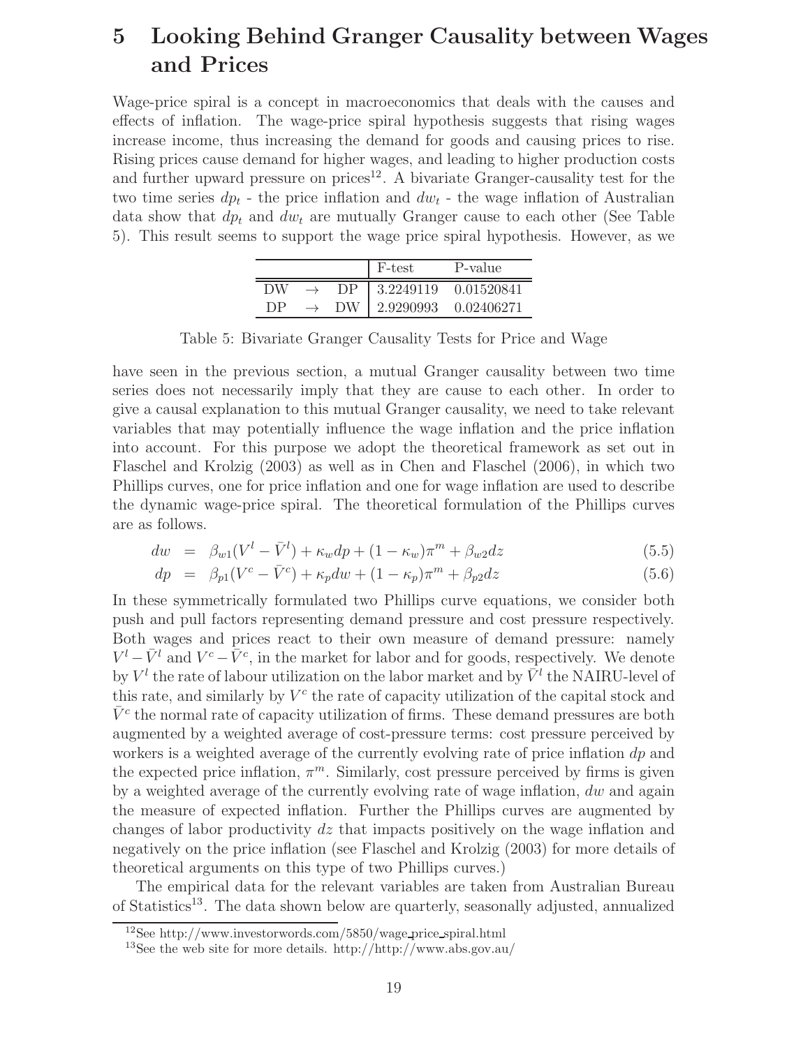# 5 Looking Behind Granger Causality between Wages and Prices

Wage-price spiral is a concept in macroeconomics that deals with the causes and effects of inflation. The wage-price spiral hypothesis suggests that rising wages increase income, thus increasing the demand for goods and causing prices to rise. Rising prices cause demand for higher wages, and leading to higher production costs and further upward pressure on prices[12]. A bivariate Granger-causality test for the two time series $dp_t$ - the price inflation and $dw_t$ - the wage inflation of Australian data show that $dp_t$ and $dw_t$ are mutually Granger cause to each other (See Table 5). This result seems to support the wage price spiral hypothesis. However, as we have seen in the previous section, a mutual Granger causality between two time series does not necessarily imply that they are cause to each other. In order to give a causal explanation to this mutual Granger causality, we need to take relevant variables that may potentially influence the wage inflation and the price inflation into account. For this purpose we adopt the theoretical framework as set out in Flaschel and Krolzig (2003) as well as in Chen and Flaschel (2006), in which two Phillips curves, one for price inflation and one for wage inflation are used to describe the dynamic wage-price spiral. The theoretical formulation of the Phillips curves are as follows.

| | F-test | P-value |
|---|---|---|
| DW $\rightarrow$ DP | 3.2249119 | 0.01520841 |
| DP $\rightarrow$ DW | 2.9290993 | 0.02406271 |

Table 5: Bivariate Granger Causality Tests for Price and Wage

$$dw = \beta_{w1}(V^l - \bar{V}^l) + \kappa_w dp + (1-\kappa_w)\pi^m + \beta_{w2}dz \tag{5.5}$$

$$dp = \beta_{p1}(V^c - \bar{V}^c) + \kappa_p dw + (1-\kappa_p)\pi^m + \beta_{p2}dz \tag{5.6}$$

In these symmetrically formulated two Phillips curve equations, we consider both push and pull factors representing demand pressure and cost pressure respectively. Both wages and prices react to their own measure of demand pressure: namely $V^l - \bar{V}^l$ and $V^c - \bar{V}^c$, in the market for labor and for goods, respectively. We denote by $V^l$ the rate of labour utilization on the labor market and by $\bar{V}^l$ the NAIRU-level of this rate, and similarly by $V^c$ the rate of capacity utilization of the capital stock and $\bar{V}^c$ the normal rate of capacity utilization of firms. These demand pressures are both augmented by a weighted average of cost-pressure terms: cost pressure perceived by workers is a weighted average of the currently evolving rate of price inflation $dp$ and the expected price inflation, $\pi^m$. Similarly, cost pressure perceived by firms is given by a weighted average of the currently evolving rate of wage inflation, $dw$ and again the measure of expected inflation. Further the Phillips curves are augmented by changes of labor productivity $dz$ that impacts positively on the wage inflation and negatively on the price inflation (see Flaschel and Krolzig (2003) for more details of theoretical arguments on this type of two Phillips curves.)

The empirical data for the relevant variables are taken from Australian Bureau of Statistics[13]. The data shown below are quarterly, seasonally adjusted, annualized

[12] See http://www.investorwords.com/5850/wage_price_spiral.html

[13] See the web site for more details. http://http://www.abs.gov.au/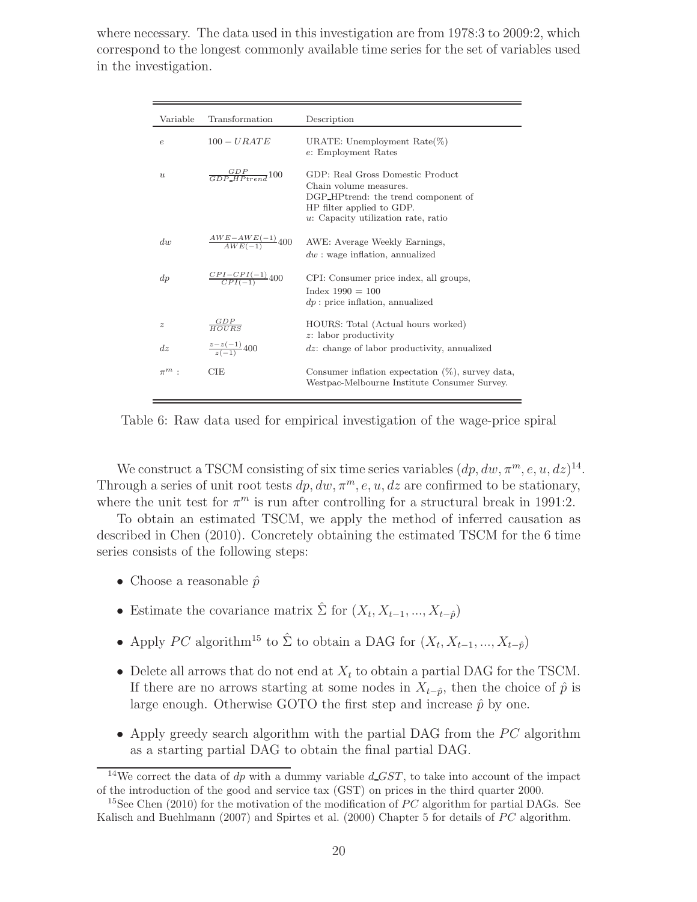where necessary. The data used in this investigation are from 1978:3 to 2009:2, which correspond to the longest commonly available time series for the set of variables used in the investigation.

| Variable | Transformation | Description |
|---|---|---|
| $e$ | $100 - URATE$ | URATE: Unemployment Rate(%)<br>$e$: Employment Rates |
| $u$ | $\frac{GDP}{GDP\_HPtrend}100$ | GDP: Real Gross Domestic Product<br>Chain volume measures.<br>DGP_HPtrend: the trend component of<br>HP filter applied to GDP.<br>$u$: Capacity utilization rate, ratio |
| $dw$ | $\frac{AWE-AWE(-1)}{AWE(-1)}400$ | AWE: Average Weekly Earnings,<br>$dw$ : wage inflation, annualized |
| $dp$ | $\frac{CPI-CPI(-1)}{CPI(-1)}400$ | CPI: Consumer price index, all groups,<br>Index 1990 = 100<br>$dp$ : price inflation, annualized |
| $z$ | $\frac{GDP}{HOURS}$ | HOURS: Total (Actual hours worked)<br>$z$: labor productivity |
| $dz$ | $\frac{z-z(-1)}{z(-1)}400$ | $dz$: change of labor productivity, annualized |
| $\pi^m$ : | CIE | Consumer inflation expectation (%), survey data,<br>Westpac-Melbourne Institute Consumer Survey. |

Table 6: Raw data used for empirical investigation of the wage-price spiral

We construct a TSCM consisting of six time series variables $(dp, dw, \pi^m, e, u, dz)$[14]. Through a series of unit root tests $dp, dw, \pi^m, e, u, dz$ are confirmed to be stationary, where the unit test for $\pi^m$ is run after controlling for a structural break in 1991:2.

To obtain an estimated TSCM, we apply the method of inferred causation as described in Chen (2010). Concretely obtaining the estimated TSCM for the 6 time series consists of the following steps:

- Choose a reasonable $\hat{p}$
- Estimate the covariance matrix $\hat{\Sigma}$ for $(X_t, X_{t-1}, ..., X_{t-\hat{p}})$
- Apply $PC$ algorithm[15] to $\hat{\Sigma}$ to obtain a DAG for $(X_t, X_{t-1}, ..., X_{t-\hat{p}})$
- Delete all arrows that do not end at $X_t$ to obtain a partial DAG for the TSCM. If there are no arrows starting at some nodes in $X_{t-\hat{p}}$, then the choice of $\hat{p}$ is large enough. Otherwise GOTO the first step and increase $\hat{p}$ by one.
- Apply greedy search algorithm with the partial DAG from the $PC$ algorithm as a starting partial DAG to obtain the final partial DAG.

[14] We correct the data of $dp$ with a dummy variable $d\_GST$, to take into account of the impact of the introduction of the good and service tax (GST) on prices in the third quarter 2000.

[15] See Chen (2010) for the motivation of the modification of $PC$ algorithm for partial DAGs. See Kalisch and Buehlmann (2007) and Spirtes et al. (2000) Chapter 5 for details of $PC$ algorithm.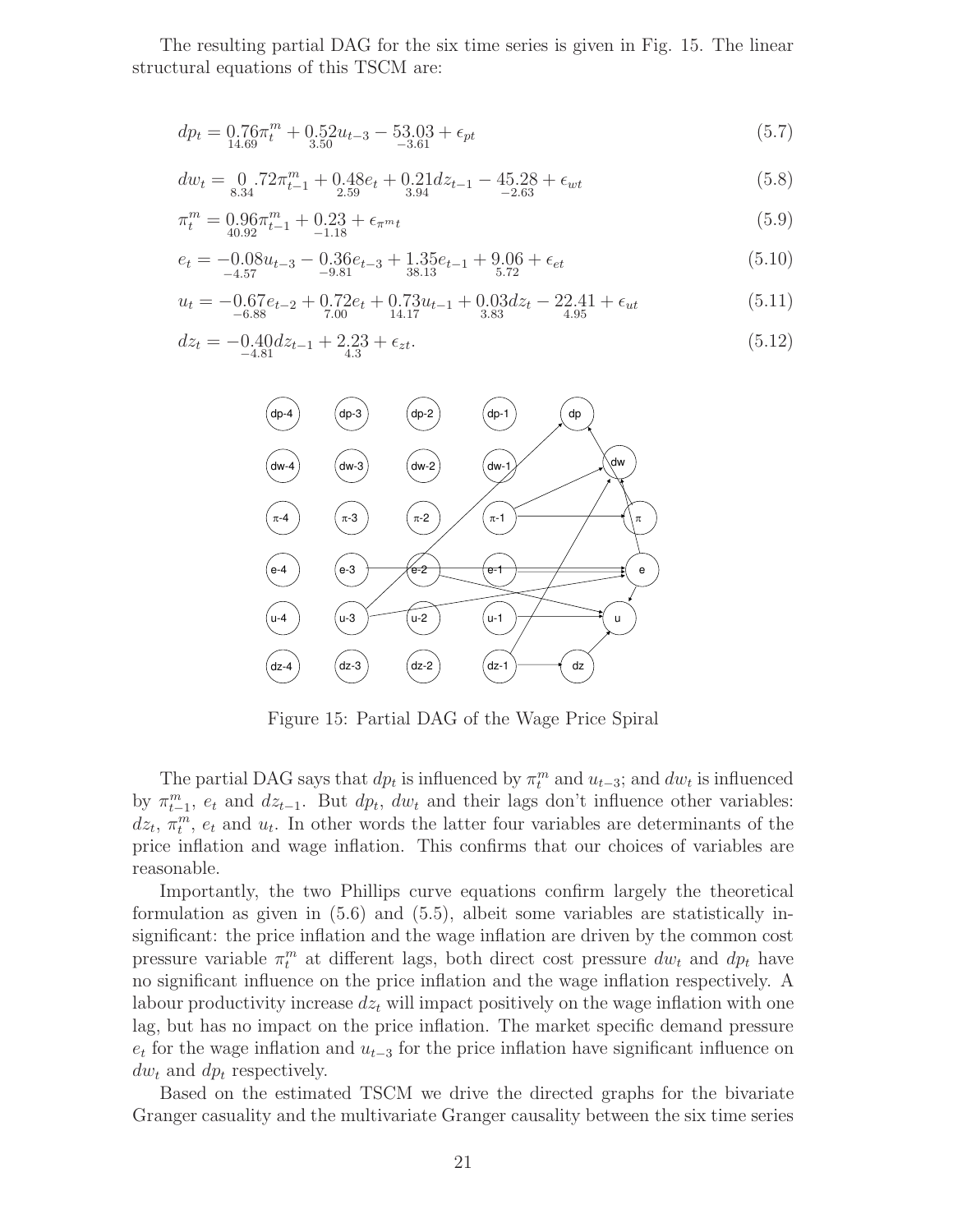The resulting partial DAG for the six time series is given in Fig. 15. The linear structural equations of this TSCM are:

$$dp_t = \underset{14.69}{0.76}\pi_t^m + \underset{3.50}{0.52}u_{t-3} - \underset{-3.61}{53.03} + \epsilon_{pt} \tag{5.7}$$

$$dw_t = \underset{8.34}{0}.72\pi_{t-1}^m + \underset{2.59}{0.48}e_t + \underset{3.94}{0.21}dz_{t-1} - \underset{-2.63}{45.28} + \epsilon_{wt} \tag{5.8}$$

$$\pi_t^m = \underset{40.92}{0.96}\pi_{t-1}^m + \underset{-1.18}{0.23} + \epsilon_{\pi^m t} \tag{5.9}$$

$$e_t = -\underset{-4.57}{0.08}u_{t-3} - \underset{-9.81}{0.36}e_{t-3} + \underset{38.13}{1.35}e_{t-1} + \underset{5.72}{9.06} + \epsilon_{et} \tag{5.10}$$

$$u_t = -\underset{-6.88}{0.67}e_{t-2} + \underset{7.00}{0.72}e_t + \underset{14.17}{0.73}u_{t-1} + \underset{3.83}{0.03}dz_t - \underset{4.95}{22.41} + \epsilon_{ut} \tag{5.11}$$

$$dz_t = -\underset{-4.81}{0.40}dz_{t-1} + \underset{4.3}{2.23} + \epsilon_{zt}. \tag{5.12}$$

Figure 15: Partial DAG of the Wage Price Spiral

The partial DAG says that $dp_t$ is influenced by $\pi_t^m$ and $u_{t-3}$; and $dw_t$ is influenced by $\pi_{t-1}^m$, $e_t$ and $dz_{t-1}$. But $dp_t$, $dw_t$ and their lags don't influence other variables: $dz_t$, $\pi_t^m$, $e_t$ and $u_t$. In other words the latter four variables are determinants of the price inflation and wage inflation. This confirms that our choices of variables are reasonable.

Importantly, the two Phillips curve equations confirm largely the theoretical formulation as given in (5.6) and (5.5), albeit some variables are statistically insignificant: the price inflation and the wage inflation are driven by the common cost pressure variable $\pi_t^m$ at different lags, both direct cost pressure $dw_t$ and $dp_t$ have no significant influence on the price inflation and the wage inflation respectively. A labour productivity increase $dz_t$ will impact positively on the wage inflation with one lag, but has no impact on the price inflation. The market specific demand pressure $e_t$ for the wage inflation and $u_{t-3}$ for the price inflation have significant influence on $dw_t$ and $dp_t$ respectively.

Based on the estimated TSCM we drive the directed graphs for the bivariate Granger casuality and the multivariate Granger causality between the six time series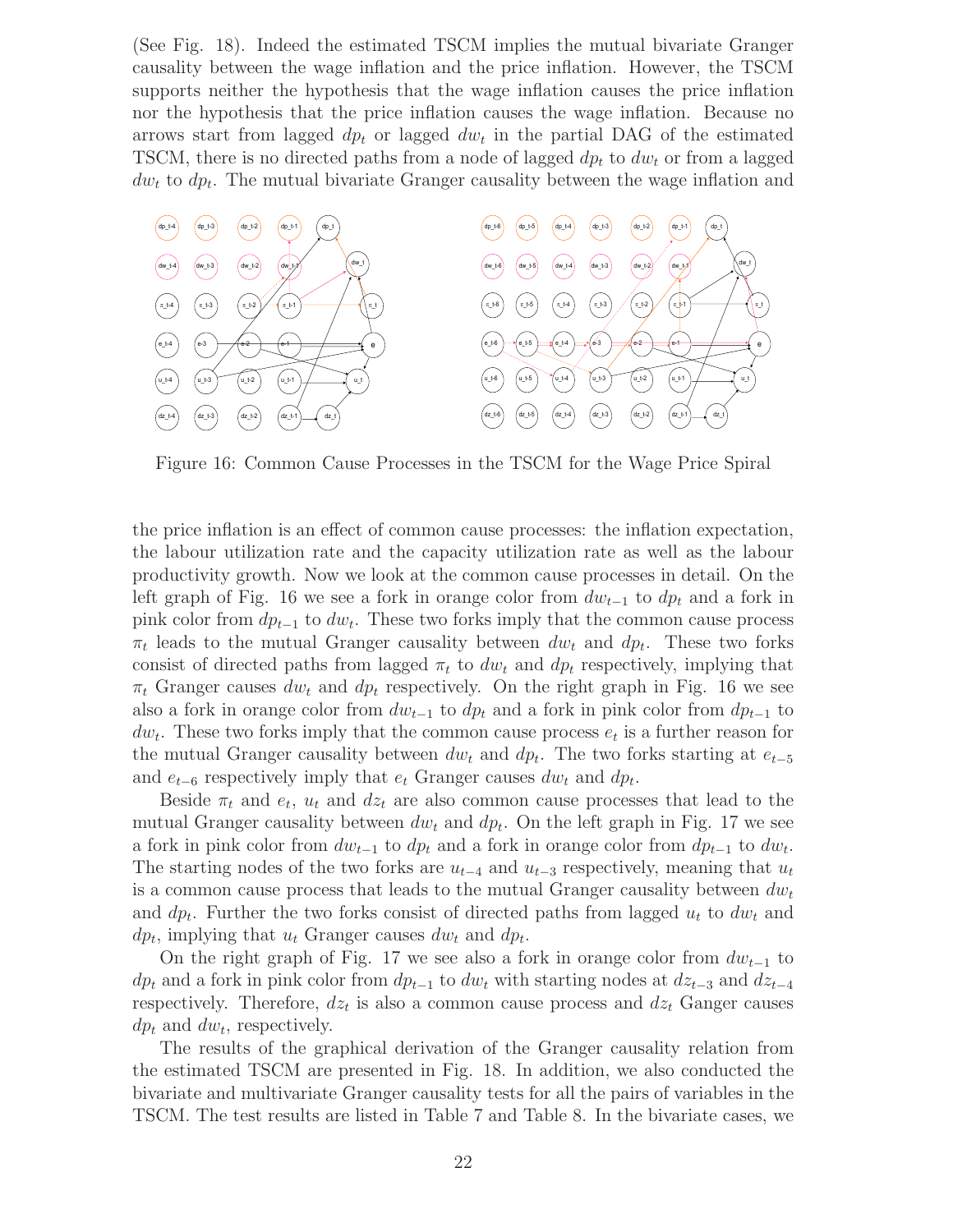(See Fig. 18). Indeed the estimated TSCM implies the mutual bivariate Granger causality between the wage inflation and the price inflation. However, the TSCM supports neither the hypothesis that the wage inflation causes the price inflation nor the hypothesis that the price inflation causes the wage inflation. Because no arrows start from lagged $dp_t$ or lagged $dw_t$ in the partial DAG of the estimated TSCM, there is no directed paths from a node of lagged $dp_t$ to $dw_t$ or from a lagged $dw_t$ to $dp_t$. The mutual bivariate Granger causality between the wage inflation and

Figure 16: Common Cause Processes in the TSCM for the Wage Price Spiral

the price inflation is an effect of common cause processes: the inflation expectation, the labour utilization rate and the capacity utilization rate as well as the labour productivity growth. Now we look at the common cause processes in detail. On the left graph of Fig. 16 we see a fork in orange color from $dw_{t-1}$ to $dp_t$ and a fork in pink color from $dp_{t-1}$ to $dw_t$. These two forks imply that the common cause process $\pi_t$ leads to the mutual Granger causality between $dw_t$ and $dp_t$. These two forks consist of directed paths from lagged $\pi_t$ to $dw_t$ and $dp_t$ respectively, implying that $\pi_t$ Granger causes $dw_t$ and $dp_t$ respectively. On the right graph in Fig. 16 we see also a fork in orange color from $dw_{t-1}$ to $dp_t$ and a fork in pink color from $dp_{t-1}$ to $dw_t$. These two forks imply that the common cause process $e_t$ is a further reason for the mutual Granger causality between $dw_t$ and $dp_t$. The two forks starting at $e_{t-5}$ and $e_{t-6}$ respectively imply that $e_t$ Granger causes $dw_t$ and $dp_t$.

Beside $\pi_t$ and $e_t$, $u_t$ and $dz_t$ are also common cause processes that lead to the mutual Granger causality between $dw_t$ and $dp_t$. On the left graph in Fig. 17 we see a fork in pink color from $dw_{t-1}$ to $dp_t$ and a fork in orange color from $dp_{t-1}$ to $dw_t$. The starting nodes of the two forks are $u_{t-4}$ and $u_{t-3}$ respectively, meaning that $u_t$ is a common cause process that leads to the mutual Granger causality between $dw_t$ and $dp_t$. Further the two forks consist of directed paths from lagged $u_t$ to $dw_t$ and $dp_t$, implying that $u_t$ Granger causes $dw_t$ and $dp_t$.

On the right graph of Fig. 17 we see also a fork in orange color from $dw_{t-1}$ to $dp_t$ and a fork in pink color from $dp_{t-1}$ to $dw_t$ with starting nodes at $dz_{t-3}$ and $dz_{t-4}$ respectively. Therefore, $dz_t$ is also a common cause process and $dz_t$ Ganger causes $dp_t$ and $dw_t$, respectively.

The results of the graphical derivation of the Granger causality relation from the estimated TSCM are presented in Fig. 18. In addition, we also conducted the bivariate and multivariate Granger causality tests for all the pairs of variables in the TSCM. The test results are listed in Table 7 and Table 8. In the bivariate cases, we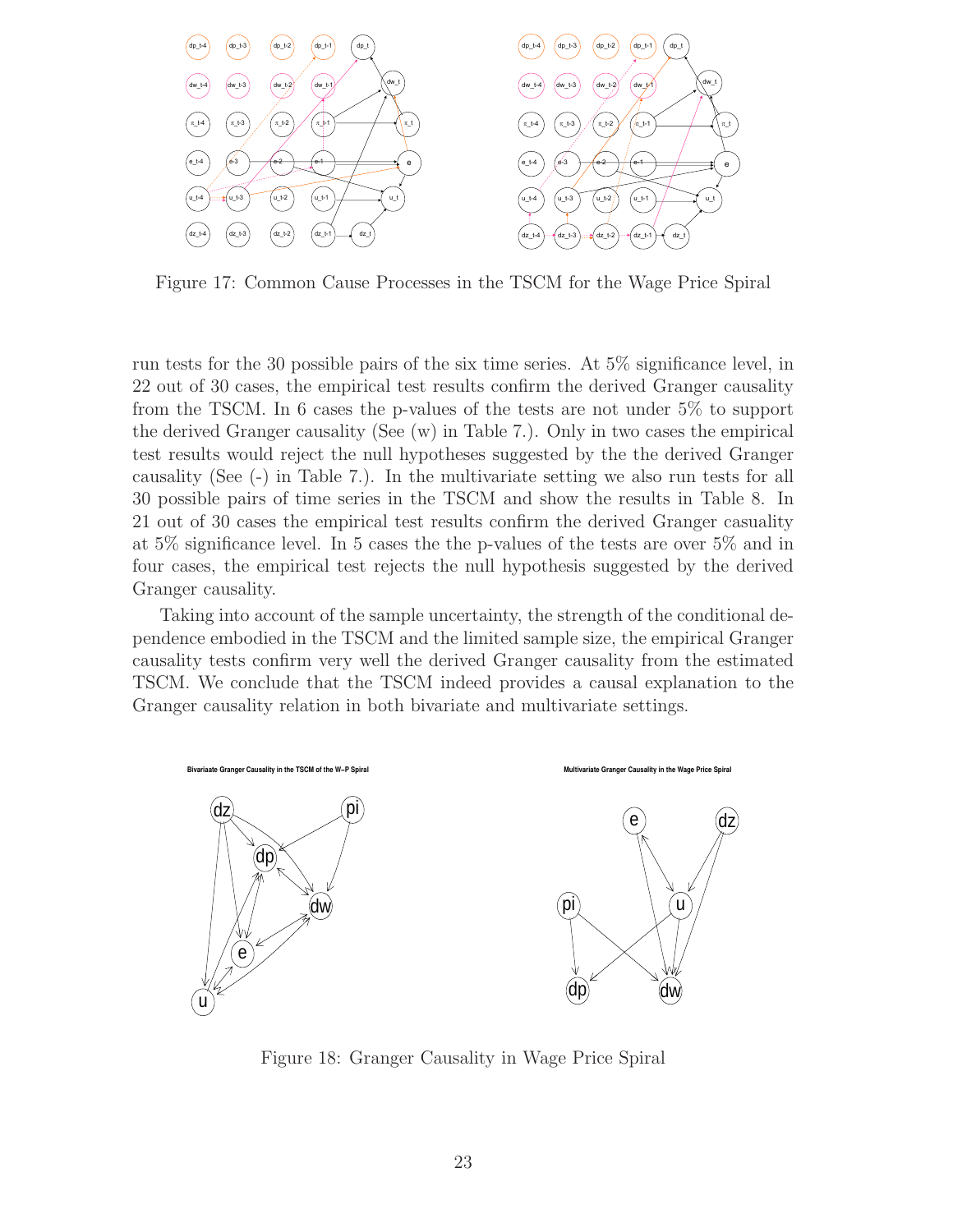Figure 17: Common Cause Processes in the TSCM for the Wage Price Spiral

run tests for the 30 possible pairs of the six time series. At 5% significance level, in 22 out of 30 cases, the empirical test results confirm the derived Granger causality from the TSCM. In 6 cases the p-values of the tests are not under 5% to support the derived Granger causality (See (w) in Table 7.). Only in two cases the empirical test results would reject the null hypotheses suggested by the the derived Granger causality (See (-) in Table 7.). In the multivariate setting we also run tests for all 30 possible pairs of time series in the TSCM and show the results in Table 8. In 21 out of 30 cases the empirical test results confirm the derived Granger casuality at 5% significance level. In 5 cases the the p-values of the tests are over 5% and in four cases, the empirical test rejects the null hypothesis suggested by the derived Granger causality.

Taking into account of the sample uncertainty, the strength of the conditional dependence embodied in the TSCM and the limited sample size, the empirical Granger causality tests confirm very well the derived Granger causality from the estimated TSCM. We conclude that the TSCM indeed provides a causal explanation to the Granger causality relation in both bivariate and multivariate settings.

Figure 18: Granger Causality in Wage Price Spiral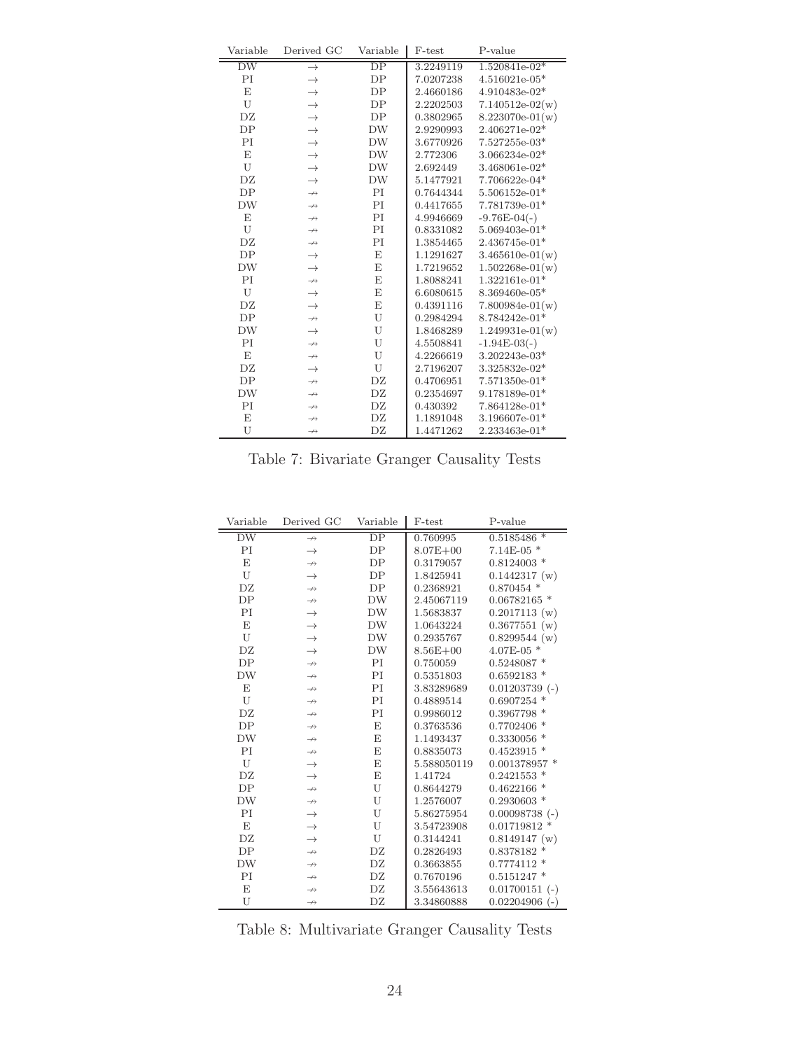| Variable | Derived GC | Variable | F-test | P-value |
|---|---|---|---|---|
| DW | $\rightarrow$ | DP | 3.2249119 | 1.520841e-02* |
| PI | $\rightarrow$ | DP | 7.0207238 | 4.516021e-05* |
| E | $\rightarrow$ | DP | 2.4660186 | 4.910483e-02* |
| U | $\rightarrow$ | DP | 2.2202503 | 7.140512e-02(w) |
| DZ | $\rightarrow$ | DP | 0.3802965 | 8.223070e-01(w) |
| DP | $\rightarrow$ | DW | 2.9290993 | 2.406271e-02* |
| PI | $\rightarrow$ | DW | 3.6770926 | 7.527255e-03* |
| E | $\rightarrow$ | DW | 2.772306 | 3.066234e-02* |
| U | $\rightarrow$ | DW | 2.692449 | 3.468061e-02* |
| DZ | $\rightarrow$ | DW | 5.1477921 | 7.706622e-04* |
| DP | $\nrightarrow$ | PI | 0.7644344 | 5.506152e-01* |
| DW | $\nrightarrow$ | PI | 0.4417655 | 7.781739e-01* |
| E | $\nrightarrow$ | PI | 4.9946669 | -9.76E-04(-) |
| U | $\nrightarrow$ | PI | 0.8331082 | 5.069403e-01* |
| DZ | $\nrightarrow$ | PI | 1.3854465 | 2.436745e-01* |
| DP | $\rightarrow$ | E | 1.1291627 | 3.465610e-01(w) |
| DW | $\rightarrow$ | E | 1.7219652 | 1.502268e-01(w) |
| PI | $\nrightarrow$ | E | 1.8088241 | 1.322161e-01* |
| U | $\rightarrow$ | E | 6.6080615 | 8.369460e-05* |
| DZ | $\rightarrow$ | E | 0.4391116 | 7.800984e-01(w) |
| DP | $\nrightarrow$ | U | 0.2984294 | 8.784242e-01* |
| DW | $\rightarrow$ | U | 1.8468289 | 1.249931e-01(w) |
| PI | $\nrightarrow$ | U | 4.5508841 | -1.94E-03(-) |
| E | $\nrightarrow$ | U | 4.2266619 | 3.202243e-03* |
| DZ | $\rightarrow$ | U | 2.7196207 | 3.325832e-02* |
| DP | $\nrightarrow$ | DZ | 0.4706951 | 7.571350e-01* |
| DW | $\nrightarrow$ | DZ | 0.2354697 | 9.178189e-01* |
| PI | $\nrightarrow$ | DZ | 0.430392 | 7.864128e-01* |
| E | $\nrightarrow$ | DZ | 1.1891048 | 3.196607e-01* |
| U | $\nrightarrow$ | DZ | 1.4471262 | 2.233463e-01* |

Table 7: Bivariate Granger Causality Tests

| Variable | Derived GC | Variable | F-test | P-value |
|---|---|---|---|---|
| DW | $\nrightarrow$ | DP | 0.760995 | 0.5185486 * |
| PI | $\rightarrow$ | DP | 8.07E+00 | 7.14E-05 * |
| E | $\nrightarrow$ | DP | 0.3179057 | 0.8124003 * |
| U | $\rightarrow$ | DP | 1.8425941 | 0.1442317 (w) |
| DZ | $\nrightarrow$ | DP | 0.2368921 | 0.870454 * |
| DP | $\nrightarrow$ | DW | 2.45067119 | 0.06782165 * |
| PI | $\rightarrow$ | DW | 1.5683837 | 0.2017113 (w) |
| E | $\rightarrow$ | DW | 1.0643224 | 0.3677551 (w) |
| U | $\rightarrow$ | DW | 0.2935767 | 0.8299544 (w) |
| DZ | $\rightarrow$ | DW | 8.56E+00 | 4.07E-05 * |
| DP | $\nrightarrow$ | PI | 0.750059 | 0.5248087 * |
| DW | $\nrightarrow$ | PI | 0.5351803 | 0.6592183 * |
| E | $\nrightarrow$ | PI | 3.83289689 | 0.01203739 (-) |
| U | $\nrightarrow$ | PI | 0.4889514 | 0.6907254 * |
| DZ | $\nrightarrow$ | PI | 0.9986012 | 0.3967798 * |
| DP | $\nrightarrow$ | E | 0.3763536 | 0.7702406 * |
| DW | $\nrightarrow$ | E | 1.1493437 | 0.3330056 * |
| PI | $\nrightarrow$ | E | 0.8835073 | 0.4523915 * |
| U | $\rightarrow$ | E | 5.588050119 | 0.001378957 * |
| DZ | $\rightarrow$ | E | 1.41724 | 0.2421553 * |
| DP | $\nrightarrow$ | U | 0.8644279 | 0.4622166 * |
| DW | $\nrightarrow$ | U | 1.2576007 | 0.2930603 * |
| PI | $\rightarrow$ | U | 5.86275954 | 0.00098738 (-) |
| E | $\rightarrow$ | U | 3.54723908 | 0.01719812 * |
| DZ | $\rightarrow$ | U | 0.3144241 | 0.8149147 (w) |
| DP | $\nrightarrow$ | DZ | 0.2826493 | 0.8378182 * |
| DW | $\nrightarrow$ | DZ | 0.3663855 | 0.7774112 * |
| PI | $\nrightarrow$ | DZ | 0.7670196 | 0.5151247 * |
| E | $\nrightarrow$ | DZ | 3.55643613 | 0.01700151 (-) |
| U | $\nrightarrow$ | DZ | 3.34860888 | 0.02204906 (-) |

Table 8: Multivariate Granger Causality Tests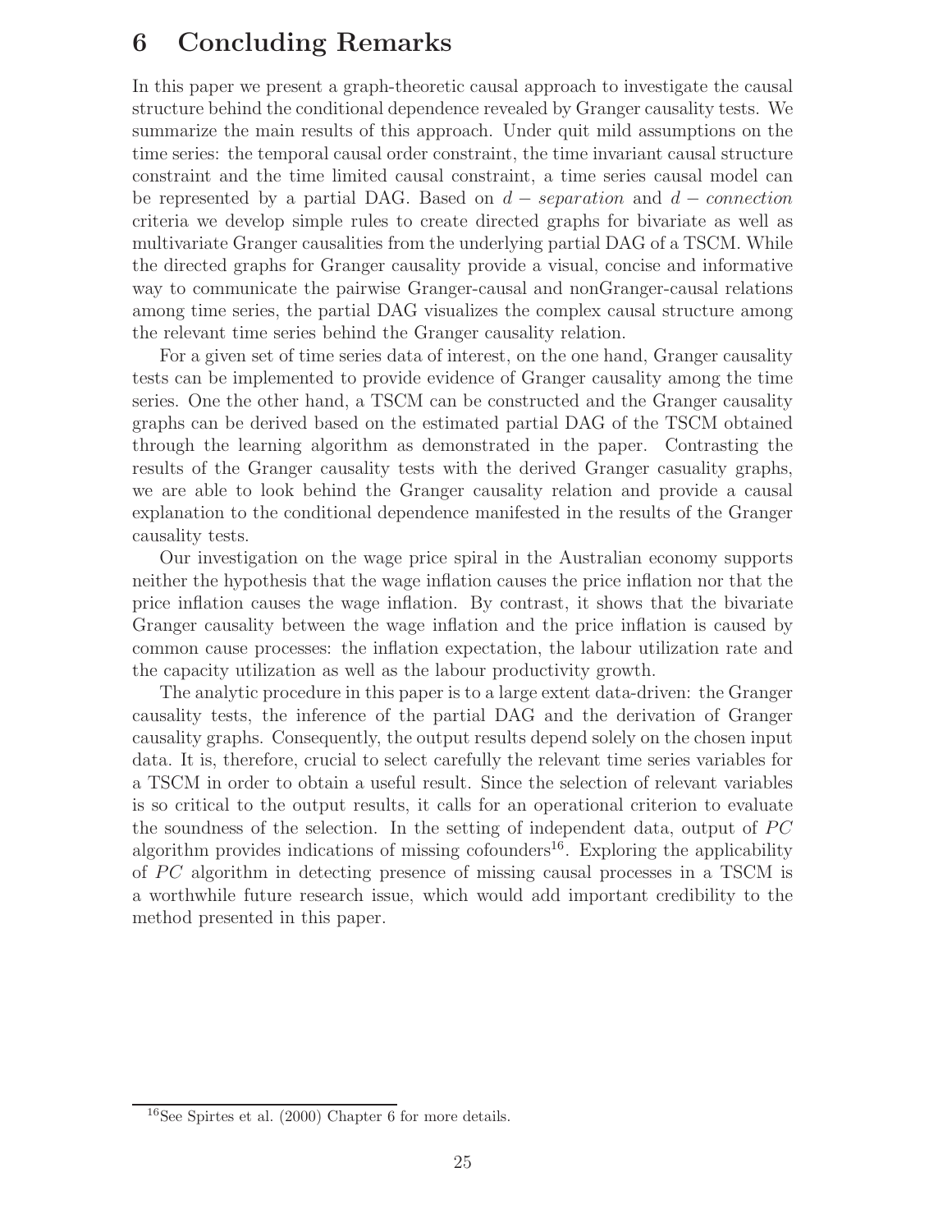# 6 Concluding Remarks

In this paper we present a graph-theoretic causal approach to investigate the causal structure behind the conditional dependence revealed by Granger causality tests. We summarize the main results of this approach. Under quit mild assumptions on the time series: the temporal causal order constraint, the time invariant causal structure constraint and the time limited causal constraint, a time series causal model can be represented by a partial DAG. Based on $d-separation$ and $d-connection$ criteria we develop simple rules to create directed graphs for bivariate as well as multivariate Granger causalities from the underlying partial DAG of a TSCM. While the directed graphs for Granger causality provide a visual, concise and informative way to communicate the pairwise Granger-causal and nonGranger-causal relations among time series, the partial DAG visualizes the complex causal structure among the relevant time series behind the Granger causality relation.

For a given set of time series data of interest, on the one hand, Granger causality tests can be implemented to provide evidence of Granger causality among the time series. One the other hand, a TSCM can be constructed and the Granger causality graphs can be derived based on the estimated partial DAG of the TSCM obtained through the learning algorithm as demonstrated in the paper. Contrasting the results of the Granger causality tests with the derived Granger casuality graphs, we are able to look behind the Granger causality relation and provide a causal explanation to the conditional dependence manifested in the results of the Granger causality tests.

Our investigation on the wage price spiral in the Australian economy supports neither the hypothesis that the wage inflation causes the price inflation nor that the price inflation causes the wage inflation. By contrast, it shows that the bivariate Granger causality between the wage inflation and the price inflation is caused by common cause processes: the inflation expectation, the labour utilization rate and the capacity utilization as well as the labour productivity growth.

The analytic procedure in this paper is to a large extent data-driven: the Granger causality tests, the inference of the partial DAG and the derivation of Granger causality graphs. Consequently, the output results depend solely on the chosen input data. It is, therefore, crucial to select carefully the relevant time series variables for a TSCM in order to obtain a useful result. Since the selection of relevant variables is so critical to the output results, it calls for an operational criterion to evaluate the soundness of the selection. In the setting of independent data, output of *PC* algorithm provides indications of missing cofounders[16]. Exploring the applicability of *PC* algorithm in detecting presence of missing causal processes in a TSCM is a worthwhile future research issue, which would add important credibility to the method presented in this paper.

[16] See Spirtes et al. (2000) Chapter 6 for more details.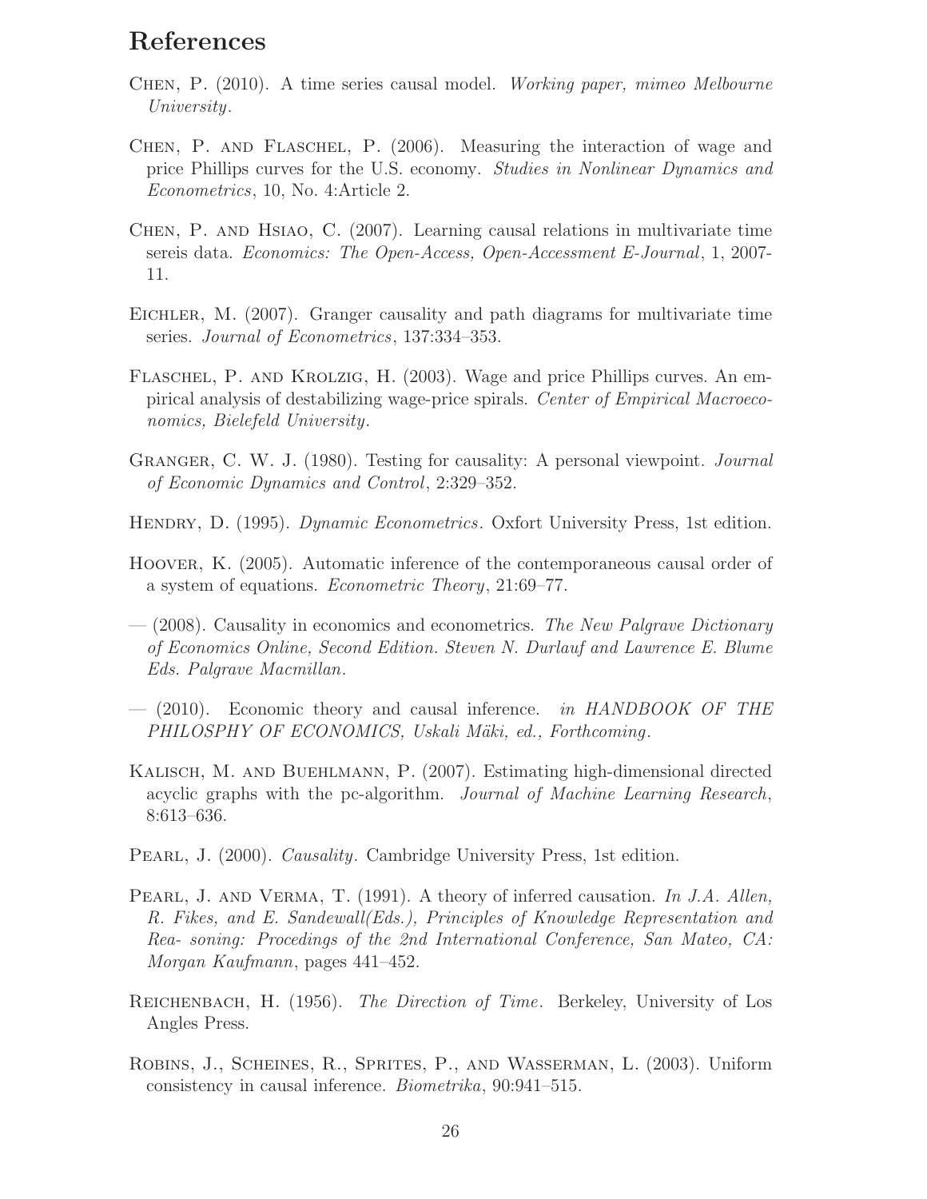# References

Chen, P. (2010). A time series causal model. *Working paper, mimeo Melbourne University*.

Chen, P. and Flaschel, P. (2006). Measuring the interaction of wage and price Phillips curves for the U.S. economy. *Studies in Nonlinear Dynamics and Econometrics*, 10, No. 4:Article 2.

Chen, P. and Hsiao, C. (2007). Learning causal relations in multivariate time sereis data. *Economics: The Open-Access, Open-Accessment E-Journal*, 1, 2007-11.

Eichler, M. (2007). Granger causality and path diagrams for multivariate time series. *Journal of Econometrics*, 137:334–353.

Flaschel, P. and Krolzig, H. (2003). Wage and price Phillips curves. An empirical analysis of destabilizing wage-price spirals. *Center of Empirical Macroeconomics, Bielefeld University*.

Granger, C. W. J. (1980). Testing for causality: A personal viewpoint. *Journal of Economic Dynamics and Control*, 2:329–352.

Hendry, D. (1995). *Dynamic Econometrics*. Oxford University Press, 1st edition.

Hoover, K. (2005). Automatic inference of the contemporaneous causal order of a system of equations. *Econometric Theory*, 21:69–77.

— (2008). Causality in economics and econometrics. *The New Palgrave Dictionary of Economics Online, Second Edition. Steven N. Durlauf and Lawrence E. Blume Eds. Palgrave Macmillan.*

— (2010). Economic theory and causal inference. *in HANDBOOK OF THE PHILOSPHY OF ECONOMICS, Uskali Mäki, ed., Forthcoming*.

Kalisch, M. and Buehlmann, P. (2007). Estimating high-dimensional directed acyclic graphs with the pc-algorithm. *Journal of Machine Learning Research*, 8:613–636.

Pearl, J. (2000). *Causality*. Cambridge University Press, 1st edition.

Pearl, J. and Verma, T. (1991). A theory of inferred causation. *In J.A. Allen, R. Fikes, and E. Sandewall(Eds.), Principles of Knowledge Representation and Rea- soning: Procedings of the 2nd International Conference, San Mateo, CA: Morgan Kaufmann*, pages 441–452.

Reichenbach, H. (1956). *The Direction of Time*. Berkeley, University of Los Angles Press.

Robins, J., Scheines, R., Sprites, P., and Wasserman, L. (2003). Uniform consistency in causal inference. *Biometrika*, 90:941–515.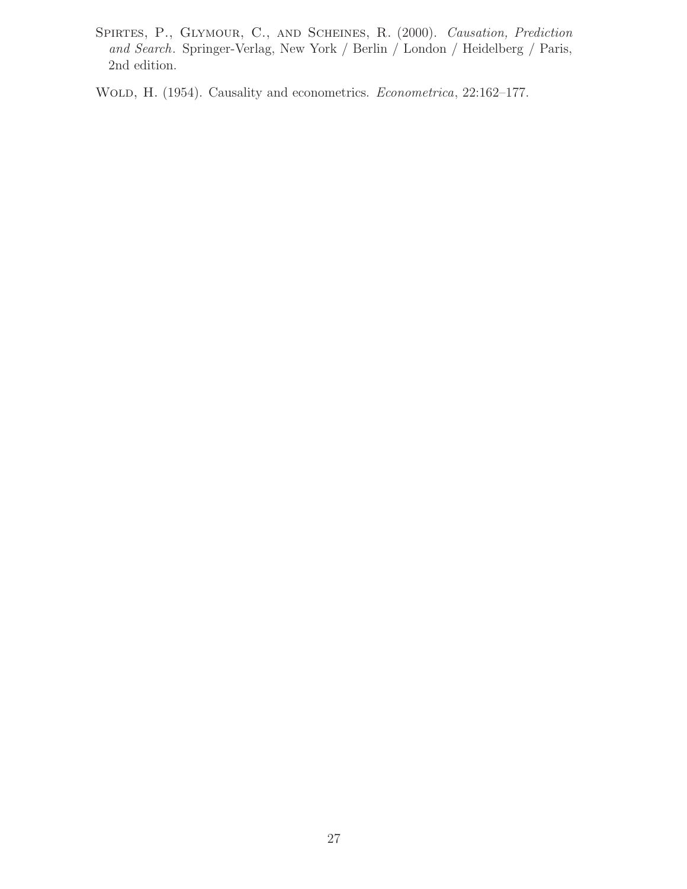Spirtes, P., Glymour, C., and Scheines, R. (2000). *Causation, Prediction and Search*. Springer-Verlag, New York / Berlin / London / Heidelberg / Paris, 2nd edition.

Wold, H. (1954). Causality and econometrics. *Econometrica*, 22:162–177.